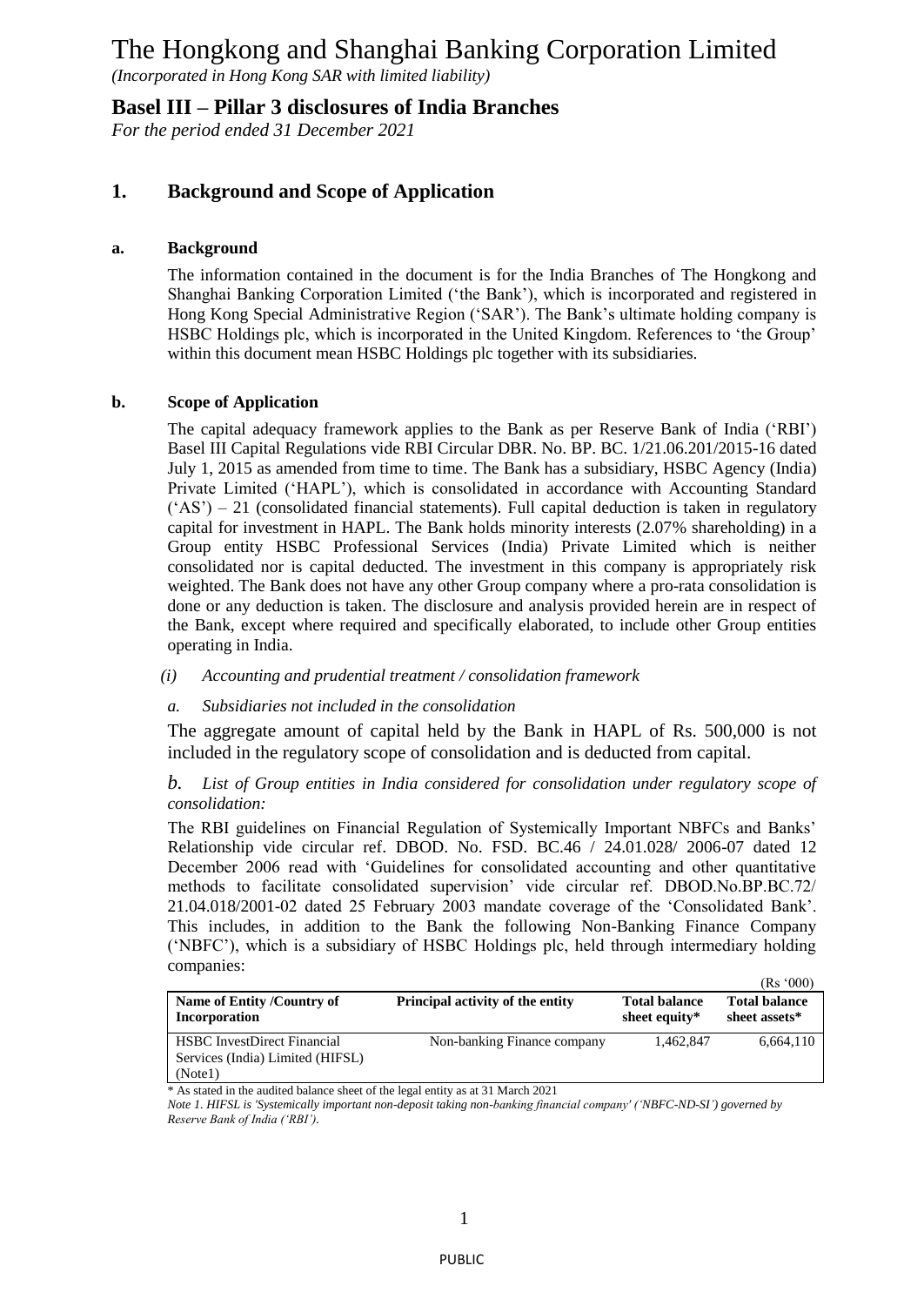# The Hongkong and Shanghai Banking Corporation Limited

*(Incorporated in Hong Kong SAR with limited liability)*

## Basel III – Pillar 3 disclosures of India Branches

*For the period ended 31 December 2021*

### 1. Background and Scope of Application

#### a. Background

The information contained in the document is for the India Branches of The Hongkong and Shanghai Banking Corporation Limited ('the Bank'), which is incorporated and registered in Hong Kong Special Administrative Region ('SAR'). The Bank's ultimate holding company is HSBC Holdings plc, which is incorporated in the United Kingdom. References to 'the Group' within this document mean HSBC Holdings plc together with its subsidiaries.

#### b. Scope of Application

The capital adequacy framework applies to the Bank as per Reserve Bank of India ('RBI') Basel III Capital Regulations vide RBI Circular DBR. No. BP. BC. 1/21.06.201/2015-16 dated July 1, 2015 as amended from time to time. The Bank has a subsidiary, HSBC Agency (India) Private Limited ('HAPL'), which is consolidated in accordance with Accounting Standard ('AS') – 21 (consolidated financial statements). Full capital deduction is taken in regulatory capital for investment in HAPL. The Bank holds minority interests (2.07% shareholding) in a Group entity HSBC Professional Services (India) Private Limited which is neither consolidated nor is capital deducted. The investment in this company is appropriately risk weighted. The Bank does not have any other Group company where a pro-rata consolidation is done or any deduction is taken. The disclosure and analysis provided herein are in respect of the Bank, except where required and specifically elaborated, to include other Group entities operating in India.

*(i) Accounting and prudential treatment / consolidation framework*

*a. Subsidiaries not included in the consolidation*

The aggregate amount of capital held by the Bank in HAPL of Rs. 500,000 is not included in the regulatory scope of consolidation and is deducted from capital.

*b. List of Group entities in India considered for consolidation under regulatory scope of consolidation:*

The RBI guidelines on Financial Regulation of Systemically Important NBFCs and Banks' Relationship vide circular ref. DBOD. No. FSD. BC.46 / 24.01.028/ 2006-07 dated 12 December 2006 read with 'Guidelines for consolidated accounting and other quantitative methods to facilitate consolidated supervision' vide circular ref. DBOD.No.BP.BC.72/ 21.04.018/2001-02 dated 25 February 2003 mandate coverage of the 'Consolidated Bank'. This includes, in addition to the Bank the following Non-Banking Finance Company ('NBFC'), which is a subsidiary of HSBC Holdings plc, held through intermediary holding companies:

(Rs '000)

| Name of Entity /Country of Incorporation | Principal activity of the entity | Total balance sheet equity* | Total balance sheet assets* |
|---|---|---|---|
| HSBC InvestDirect Financial Services (India) Limited (HIFSL) (Note1) | Non-banking Finance company | 1,462,847 | 6,664,110 |

\* As stated in the audited balance sheet of the legal entity as at 31 March 2021

*Note 1. HIFSL is 'Systemically important non-deposit taking non-banking financial company' ('NBFC-ND-SI') governed by Reserve Bank of India ('RBI').*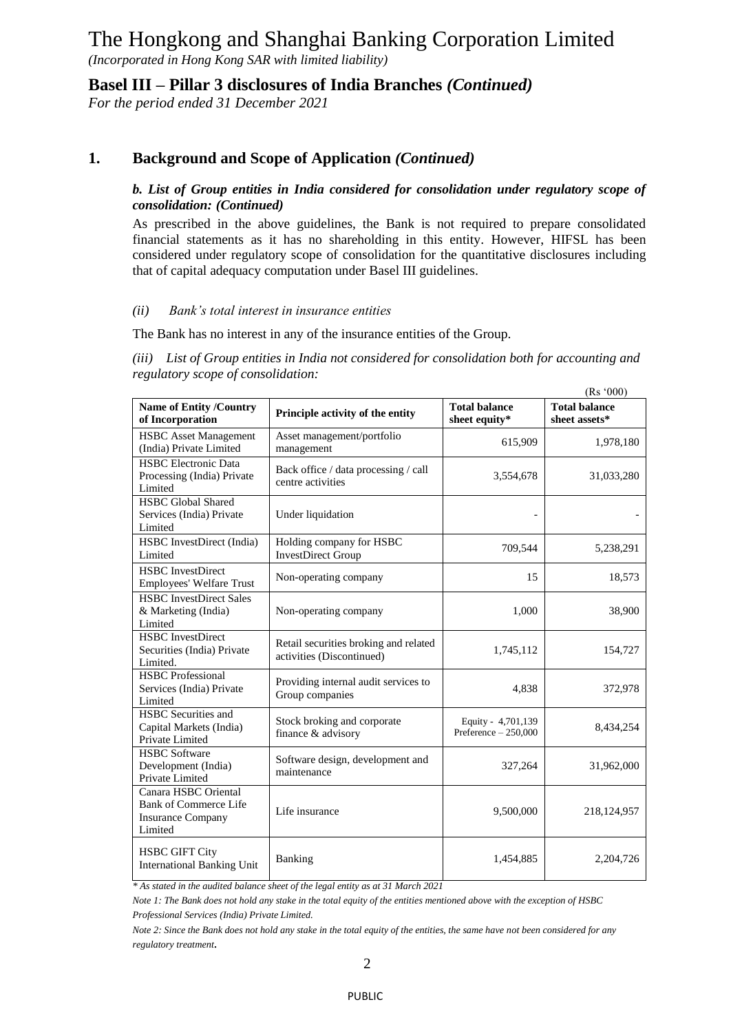# The Hongkong and Shanghai Banking Corporation Limited

*(Incorporated in Hong Kong SAR with limited liability)*

## Basel III – Pillar 3 disclosures of India Branches *(Continued)*

*For the period ended 31 December 2021*

## 1. Background and Scope of Application *(Continued)*

### *b. List of Group entities in India considered for consolidation under regulatory scope of consolidation: (Continued)*

As prescribed in the above guidelines, the Bank is not required to prepare consolidated financial statements as it has no shareholding in this entity. However, HIFSL has been considered under regulatory scope of consolidation for the quantitative disclosures including that of capital adequacy computation under Basel III guidelines.

*(ii) Bank's total interest in insurance entities*

The Bank has no interest in any of the insurance entities of the Group.

*(iii) List of Group entities in India not considered for consolidation both for accounting and regulatory scope of consolidation:*

(Rs '000)

| Name of Entity /Country of Incorporation | Principle activity of the entity | Total balance sheet equity* | Total balance sheet assets* |
|---|---|---|---|
| HSBC Asset Management (India) Private Limited | Asset management/portfolio management | 615,909 | 1,978,180 |
| HSBC Electronic Data Processing (India) Private Limited | Back office / data processing / call centre activities | 3,554,678 | 31,033,280 |
| HSBC Global Shared Services (India) Private Limited | Under liquidation | - | - |
| HSBC InvestDirect (India) Limited | Holding company for HSBC InvestDirect Group | 709,544 | 5,238,291 |
| HSBC InvestDirect Employees' Welfare Trust | Non-operating company | 15 | 18,573 |
| HSBC InvestDirect Sales & Marketing (India) Limited | Non-operating company | 1,000 | 38,900 |
| HSBC InvestDirect Securities (India) Private Limited. | Retail securities broking and related activities (Discontinued) | 1,745,112 | 154,727 |
| HSBC Professional Services (India) Private Limited | Providing internal audit services to Group companies | 4,838 | 372,978 |
| HSBC Securities and Capital Markets (India) Private Limited | Stock broking and corporate finance & advisory | Equity - 4,701,139 Preference – 250,000 | 8,434,254 |
| HSBC Software Development (India) Private Limited | Software design, development and maintenance | 327,264 | 31,962,000 |
| Canara HSBC Oriental Bank of Commerce Life Insurance Company Limited | Life insurance | 9,500,000 | 218,124,957 |
| HSBC GIFT City International Banking Unit | Banking | 1,454,885 | 2,204,726 |

*\* As stated in the audited balance sheet of the legal entity as at 31 March 2021*

*Note 1: The Bank does not hold any stake in the total equity of the entities mentioned above with the exception of HSBC Professional Services (India) Private Limited.*

*Note 2: Since the Bank does not hold any stake in the total equity of the entities, the same have not been considered for any regulatory treatment.*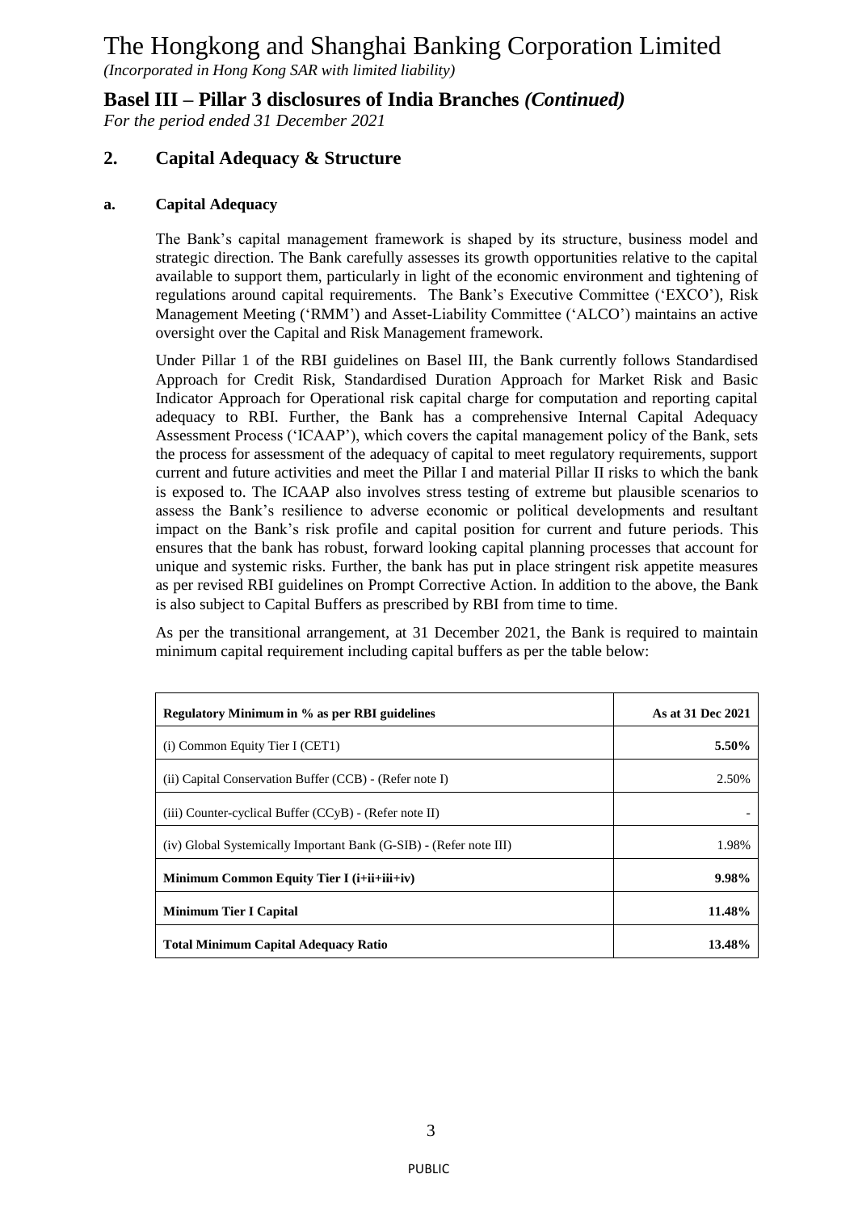# The Hongkong and Shanghai Banking Corporation Limited

*(Incorporated in Hong Kong SAR with limited liability)*

## Basel III – Pillar 3 disclosures of India Branches *(Continued)*

*For the period ended 31 December 2021*

## 2. Capital Adequacy & Structure

### a. Capital Adequacy

The Bank's capital management framework is shaped by its structure, business model and strategic direction. The Bank carefully assesses its growth opportunities relative to the capital available to support them, particularly in light of the economic environment and tightening of regulations around capital requirements. The Bank's Executive Committee ('EXCO'), Risk Management Meeting ('RMM') and Asset-Liability Committee ('ALCO') maintains an active oversight over the Capital and Risk Management framework.

Under Pillar 1 of the RBI guidelines on Basel III, the Bank currently follows Standardised Approach for Credit Risk, Standardised Duration Approach for Market Risk and Basic Indicator Approach for Operational risk capital charge for computation and reporting capital adequacy to RBI. Further, the Bank has a comprehensive Internal Capital Adequacy Assessment Process ('ICAAP'), which covers the capital management policy of the Bank, sets the process for assessment of the adequacy of capital to meet regulatory requirements, support current and future activities and meet the Pillar I and material Pillar II risks to which the bank is exposed to. The ICAAP also involves stress testing of extreme but plausible scenarios to assess the Bank's resilience to adverse economic or political developments and resultant impact on the Bank's risk profile and capital position for current and future periods. This ensures that the bank has robust, forward looking capital planning processes that account for unique and systemic risks. Further, the bank has put in place stringent risk appetite measures as per revised RBI guidelines on Prompt Corrective Action. In addition to the above, the Bank is also subject to Capital Buffers as prescribed by RBI from time to time.

As per the transitional arrangement, at 31 December 2021, the Bank is required to maintain minimum capital requirement including capital buffers as per the table below:

| **Regulatory Minimum in % as per RBI guidelines** | **As at 31 Dec 2021** |
|---|---|
| (i) Common Equity Tier I (CET1) | **5.50%** |
| (ii) Capital Conservation Buffer (CCB) - (Refer note I) | 2.50% |
| (iii) Counter-cyclical Buffer (CCyB) - (Refer note II) | - |
| (iv) Global Systemically Important Bank (G-SIB) - (Refer note III) | 1.98% |
| **Minimum Common Equity Tier I (i+ii+iii+iv)** | **9.98%** |
| **Minimum Tier I Capital** | **11.48%** |
| **Total Minimum Capital Adequacy Ratio** | **13.48%** |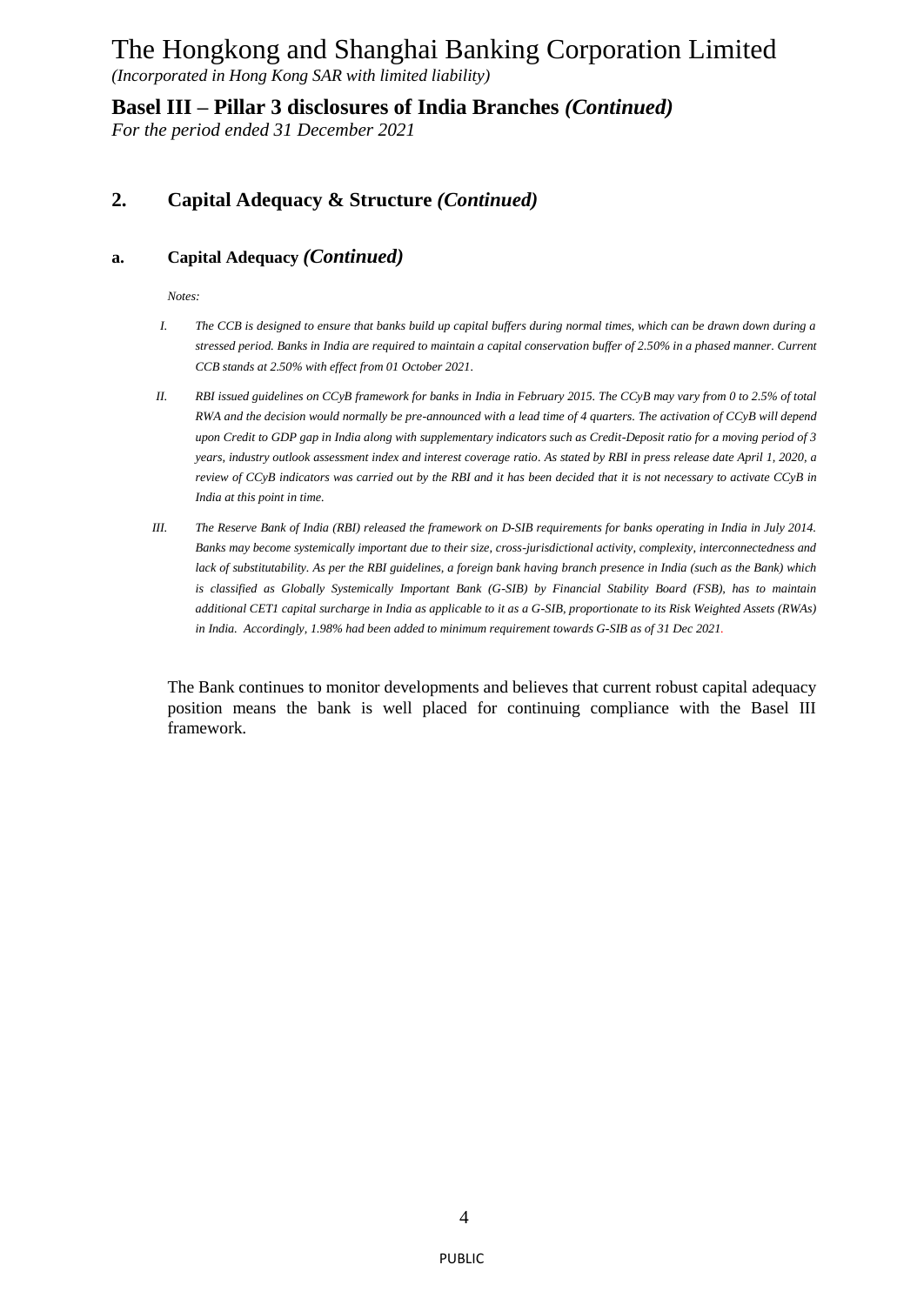## 2. Capital Adequacy & Structure *(Continued)*

### a. Capital Adequacy *(Continued)*

*Notes:*

I. *The CCB is designed to ensure that banks build up capital buffers during normal times, which can be drawn down during a stressed period. Banks in India are required to maintain a capital conservation buffer of 2.50% in a phased manner. Current CCB stands at 2.50% with effect from 01 October 2021.*

II. *RBI issued guidelines on CCyB framework for banks in India in February 2015. The CCyB may vary from 0 to 2.5% of total RWA and the decision would normally be pre-announced with a lead time of 4 quarters. The activation of CCyB will depend upon Credit to GDP gap in India along with supplementary indicators such as Credit-Deposit ratio for a moving period of 3 years, industry outlook assessment index and interest coverage ratio. As stated by RBI in press release date April 1, 2020, a review of CCyB indicators was carried out by the RBI and it has been decided that it is not necessary to activate CCyB in India at this point in time.*

III. *The Reserve Bank of India (RBI) released the framework on D-SIB requirements for banks operating in India in July 2014. Banks may become systemically important due to their size, cross-jurisdictional activity, complexity, interconnectedness and lack of substitutability. As per the RBI guidelines, a foreign bank having branch presence in India (such as the Bank) which is classified as Globally Systemically Important Bank (G-SIB) by Financial Stability Board (FSB), has to maintain additional CET1 capital surcharge in India as applicable to it as a G-SIB, proportionate to its Risk Weighted Assets (RWAs) in India. Accordingly, 1.98% had been added to minimum requirement towards G-SIB as of 31 Dec 2021.*

The Bank continues to monitor developments and believes that current robust capital adequacy position means the bank is well placed for continuing compliance with the Basel III framework.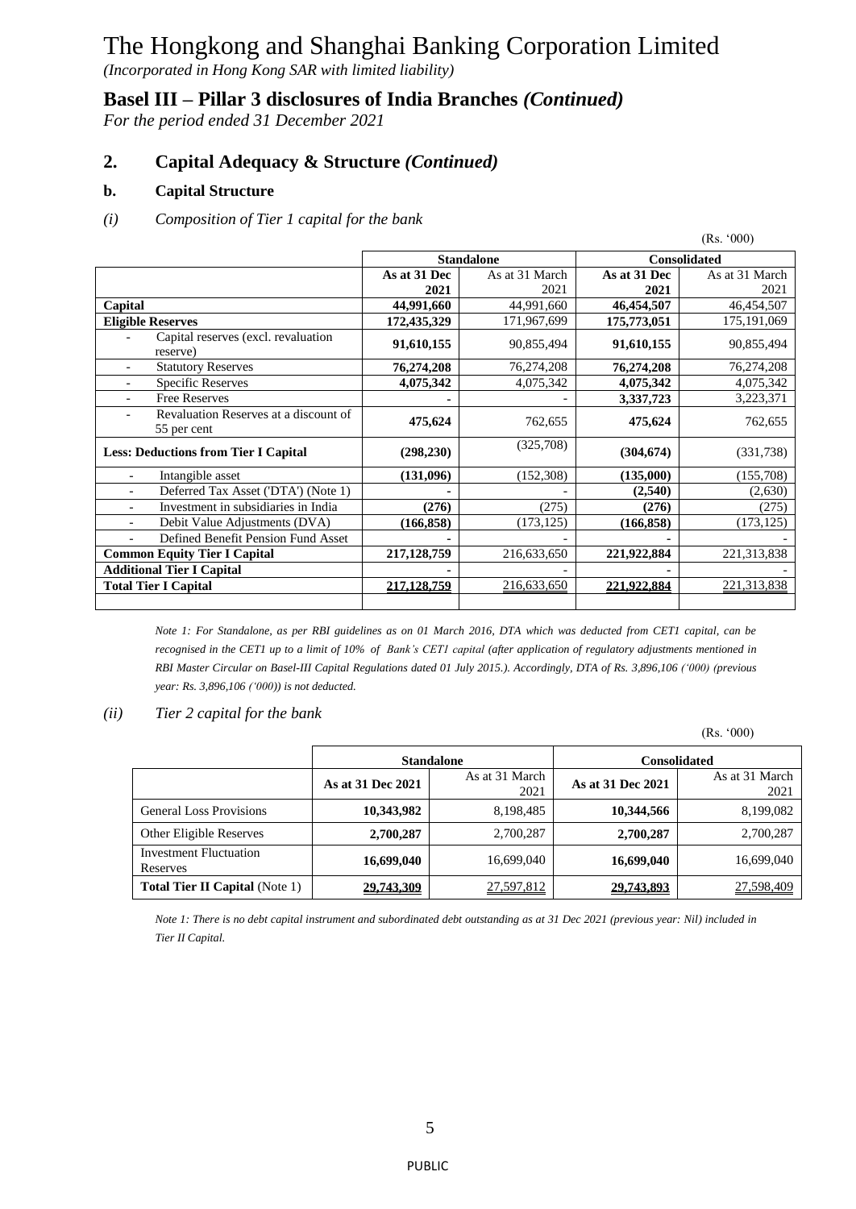# The Hongkong and Shanghai Banking Corporation Limited

*(Incorporated in Hong Kong SAR with limited liability)*

## Basel III – Pillar 3 disclosures of India Branches *(Continued)*

*For the period ended 31 December 2021*

## 2. Capital Adequacy & Structure *(Continued)*

### b. Capital Structure

*(i) Composition of Tier 1 capital for the bank*

(Rs. '000)

| | Standalone | | Consolidated | |
|---|---|---|---|---|
| | **As at 31 Dec 2021** | As at 31 March 2021 | **As at 31 Dec 2021** | As at 31 March 2021 |
| **Capital** | **44,991,660** | 44,991,660 | **46,454,507** | 46,454,507 |
| **Eligible Reserves** | **172,435,329** | 171,967,699 | **175,773,051** | 175,191,069 |
| - Capital reserves (excl. revaluation reserve) | **91,610,155** | 90,855,494 | **91,610,155** | 90,855,494 |
| - Statutory Reserves | **76,274,208** | 76,274,208 | **76,274,208** | 76,274,208 |
| - Specific Reserves | **4,075,342** | 4,075,342 | **4,075,342** | 4,075,342 |
| - Free Reserves | **-** | - | **3,337,723** | 3,223,371 |
| - Revaluation Reserves at a discount of 55 per cent | **475,624** | 762,655 | **475,624** | 762,655 |
| **Less: Deductions from Tier I Capital** | **(298,230)** | (325,708) | **(304,674)** | (331,738) |
| - Intangible asset | **(131,096)** | (152,308) | **(135,000)** | (155,708) |
| - Deferred Tax Asset ('DTA') (Note 1) | **-** | - | **(2,540)** | (2,630) |
| - Investment in subsidiaries in India | **(276)** | (275) | **(276)** | (275) |
| - Debit Value Adjustments (DVA) | **(166,858)** | (173,125) | **(166,858)** | (173,125) |
| - Defined Benefit Pension Fund Asset | **-** | - | **-** | - |
| **Common Equity Tier I Capital** | **217,128,759** | 216,633,650 | **221,922,884** | 221,313,838 |
| **Additional Tier I Capital** | **-** | - | **-** | - |
| **Total Tier I Capital** | **217,128,759** | 216,633,650 | **221,922,884** | 221,313,838 |

*Note 1: For Standalone, as per RBI guidelines as on 01 March 2016, DTA which was deducted from CET1 capital, can be recognised in the CET1 up to a limit of 10% of Bank's CET1 capital (after application of regulatory adjustments mentioned in RBI Master Circular on Basel-III Capital Regulations dated 01 July 2015.). Accordingly, DTA of Rs. 3,896,106 ('000) (previous year: Rs. 3,896,106 ('000)) is not deducted.*

*(ii) Tier 2 capital for the bank*

(Rs. '000)

| | Standalone | | Consolidated | |
|---|---|---|---|---|
| | **As at 31 Dec 2021** | As at 31 March 2021 | **As at 31 Dec 2021** | As at 31 March 2021 |
| General Loss Provisions | **10,343,982** | 8,198,485 | **10,344,566** | 8,199,082 |
| Other Eligible Reserves | **2,700,287** | 2,700,287 | **2,700,287** | 2,700,287 |
| Investment Fluctuation Reserves | **16,699,040** | 16,699,040 | **16,699,040** | 16,699,040 |
| **Total Tier II Capital** (Note 1) | **29,743,309** | 27,597,812 | **29,743,893** | 27,598,409 |

*Note 1: There is no debt capital instrument and subordinated debt outstanding as at 31 Dec 2021 (previous year: Nil) included in Tier II Capital.*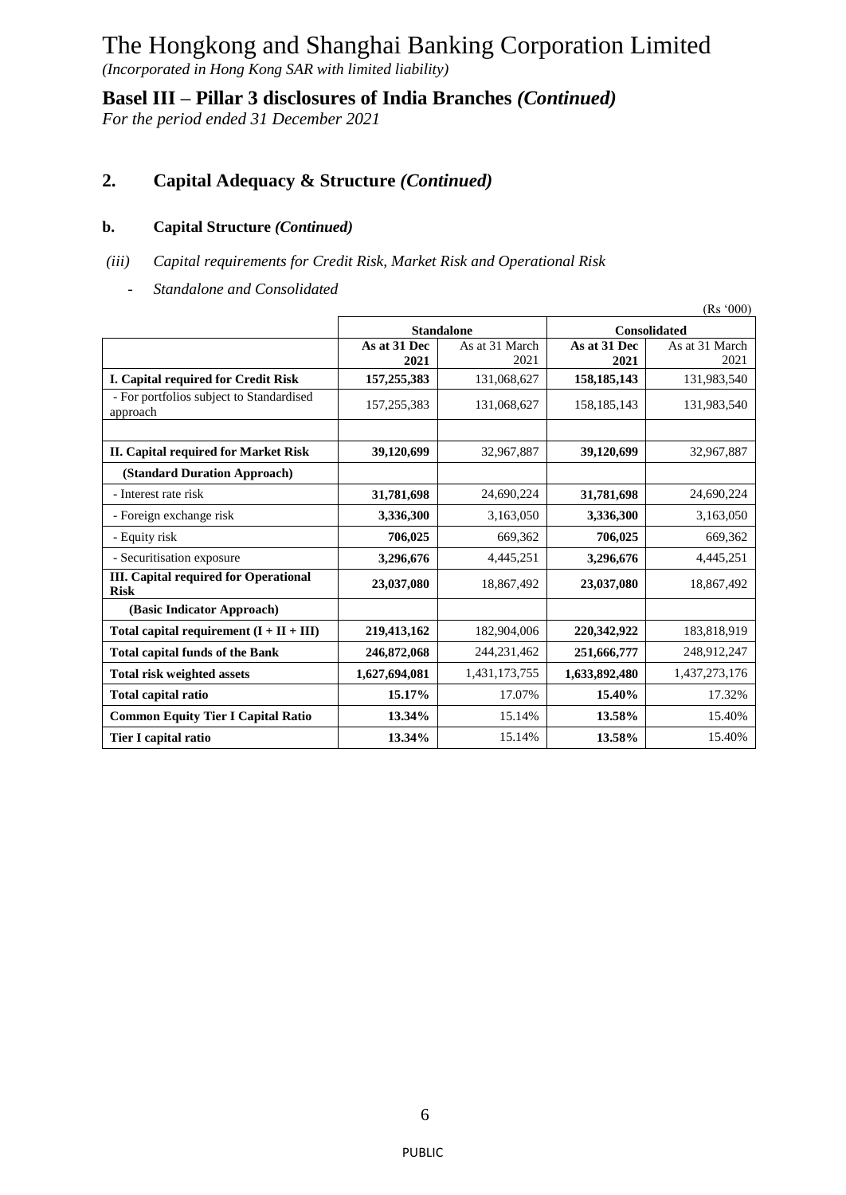# The Hongkong and Shanghai Banking Corporation Limited

*(Incorporated in Hong Kong SAR with limited liability)*

## Basel III – Pillar 3 disclosures of India Branches *(Continued)*

*For the period ended 31 December 2021*

## 2. Capital Adequacy & Structure *(Continued)*

### b. Capital Structure *(Continued)*

*(iii) Capital requirements for Credit Risk, Market Risk and Operational Risk*

- *Standalone and Consolidated*

(Rs '000)

| | Standalone | | Consolidated | |
|---|---|---|---|---|
| | **As at 31 Dec 2021** | As at 31 March 2021 | **As at 31 Dec 2021** | As at 31 March 2021 |
| **I. Capital required for Credit Risk** | **157,255,383** | 131,068,627 | **158,185,143** | 131,983,540 |
| - For portfolios subject to Standardised approach | 157,255,383 | 131,068,627 | 158,185,143 | 131,983,540 |
| | | | | |
| **II. Capital required for Market Risk** | **39,120,699** | 32,967,887 | **39,120,699** | 32,967,887 |
| **(Standard Duration Approach)** | | | | |
| - Interest rate risk | **31,781,698** | 24,690,224 | **31,781,698** | 24,690,224 |
| - Foreign exchange risk | **3,336,300** | 3,163,050 | **3,336,300** | 3,163,050 |
| - Equity risk | **706,025** | 669,362 | **706,025** | 669,362 |
| - Securitisation exposure | **3,296,676** | 4,445,251 | **3,296,676** | 4,445,251 |
| **III. Capital required for Operational Risk** | **23,037,080** | 18,867,492 | **23,037,080** | 18,867,492 |
| **(Basic Indicator Approach)** | | | | |
| **Total capital requirement (I + II + III)** | **219,413,162** | 182,904,006 | **220,342,922** | 183,818,919 |
| **Total capital funds of the Bank** | **246,872,068** | 244,231,462 | **251,666,777** | 248,912,247 |
| **Total risk weighted assets** | **1,627,694,081** | 1,431,173,755 | **1,633,892,480** | 1,437,273,176 |
| **Total capital ratio** | **15.17%** | 17.07% | **15.40%** | 17.32% |
| **Common Equity Tier I Capital Ratio** | **13.34%** | 15.14% | **13.58%** | 15.40% |
| **Tier I capital ratio** | **13.34%** | 15.14% | **13.58%** | 15.40% |

PUBLIC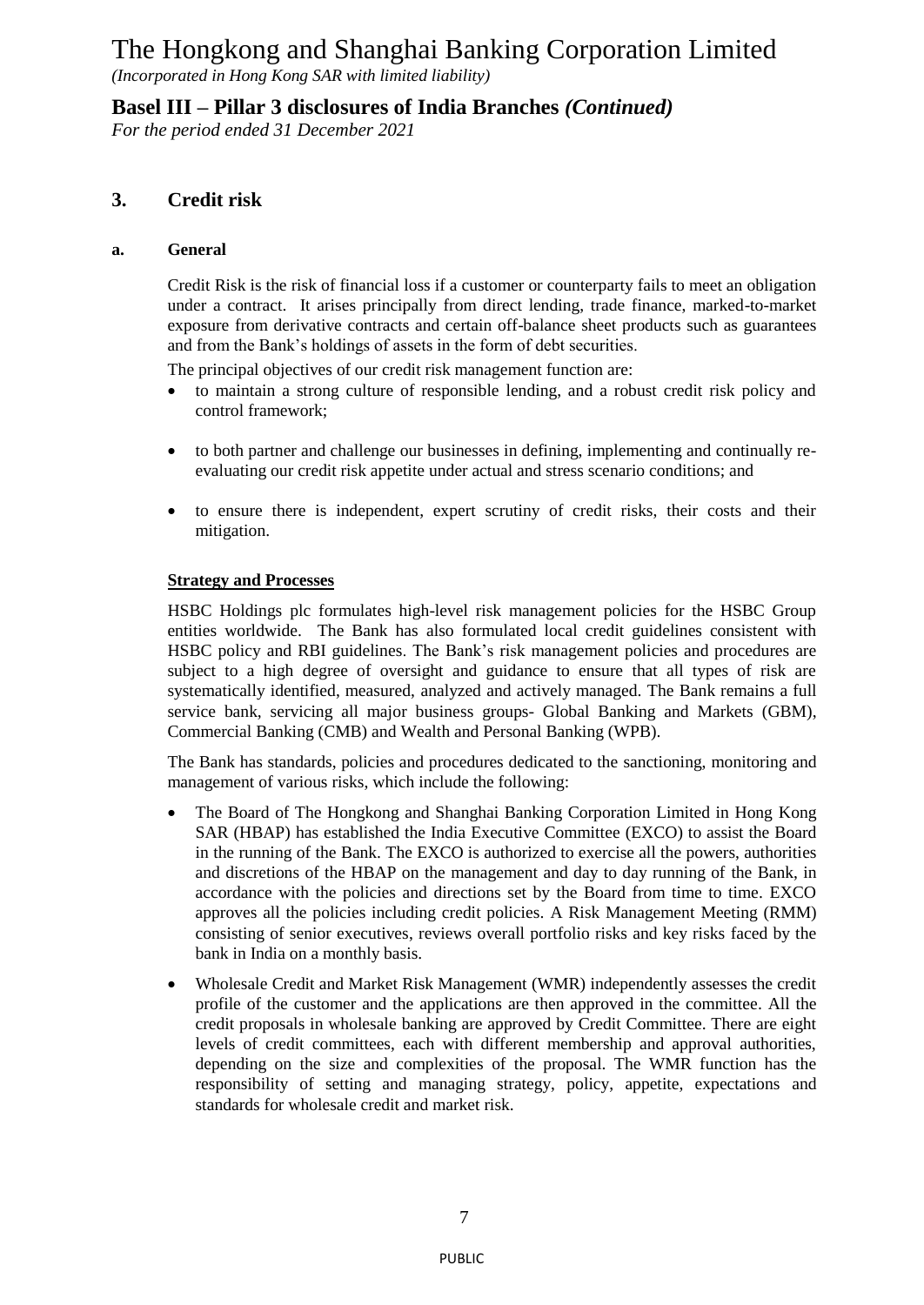## 3. Credit risk

### a. General

Credit Risk is the risk of financial loss if a customer or counterparty fails to meet an obligation under a contract. It arises principally from direct lending, trade finance, marked-to-market exposure from derivative contracts and certain off-balance sheet products such as guarantees and from the Bank's holdings of assets in the form of debt securities.

The principal objectives of our credit risk management function are:

- to maintain a strong culture of responsible lending, and a robust credit risk policy and control framework;
- to both partner and challenge our businesses in defining, implementing and continually re-evaluating our credit risk appetite under actual and stress scenario conditions; and
- to ensure there is independent, expert scrutiny of credit risks, their costs and their mitigation.

**Strategy and Processes**

HSBC Holdings plc formulates high-level risk management policies for the HSBC Group entities worldwide. The Bank has also formulated local credit guidelines consistent with HSBC policy and RBI guidelines. The Bank's risk management policies and procedures are subject to a high degree of oversight and guidance to ensure that all types of risk are systematically identified, measured, analyzed and actively managed. The Bank remains a full service bank, servicing all major business groups- Global Banking and Markets (GBM), Commercial Banking (CMB) and Wealth and Personal Banking (WPB).

The Bank has standards, policies and procedures dedicated to the sanctioning, monitoring and management of various risks, which include the following:

- The Board of The Hongkong and Shanghai Banking Corporation Limited in Hong Kong SAR (HBAP) has established the India Executive Committee (EXCO) to assist the Board in the running of the Bank. The EXCO is authorized to exercise all the powers, authorities and discretions of the HBAP on the management and day to day running of the Bank, in accordance with the policies and directions set by the Board from time to time. EXCO approves all the policies including credit policies. A Risk Management Meeting (RMM) consisting of senior executives, reviews overall portfolio risks and key risks faced by the bank in India on a monthly basis.
- Wholesale Credit and Market Risk Management (WMR) independently assesses the credit profile of the customer and the applications are then approved in the committee. All the credit proposals in wholesale banking are approved by Credit Committee. There are eight levels of credit committees, each with different membership and approval authorities, depending on the size and complexities of the proposal. The WMR function has the responsibility of setting and managing strategy, policy, appetite, expectations and standards for wholesale credit and market risk.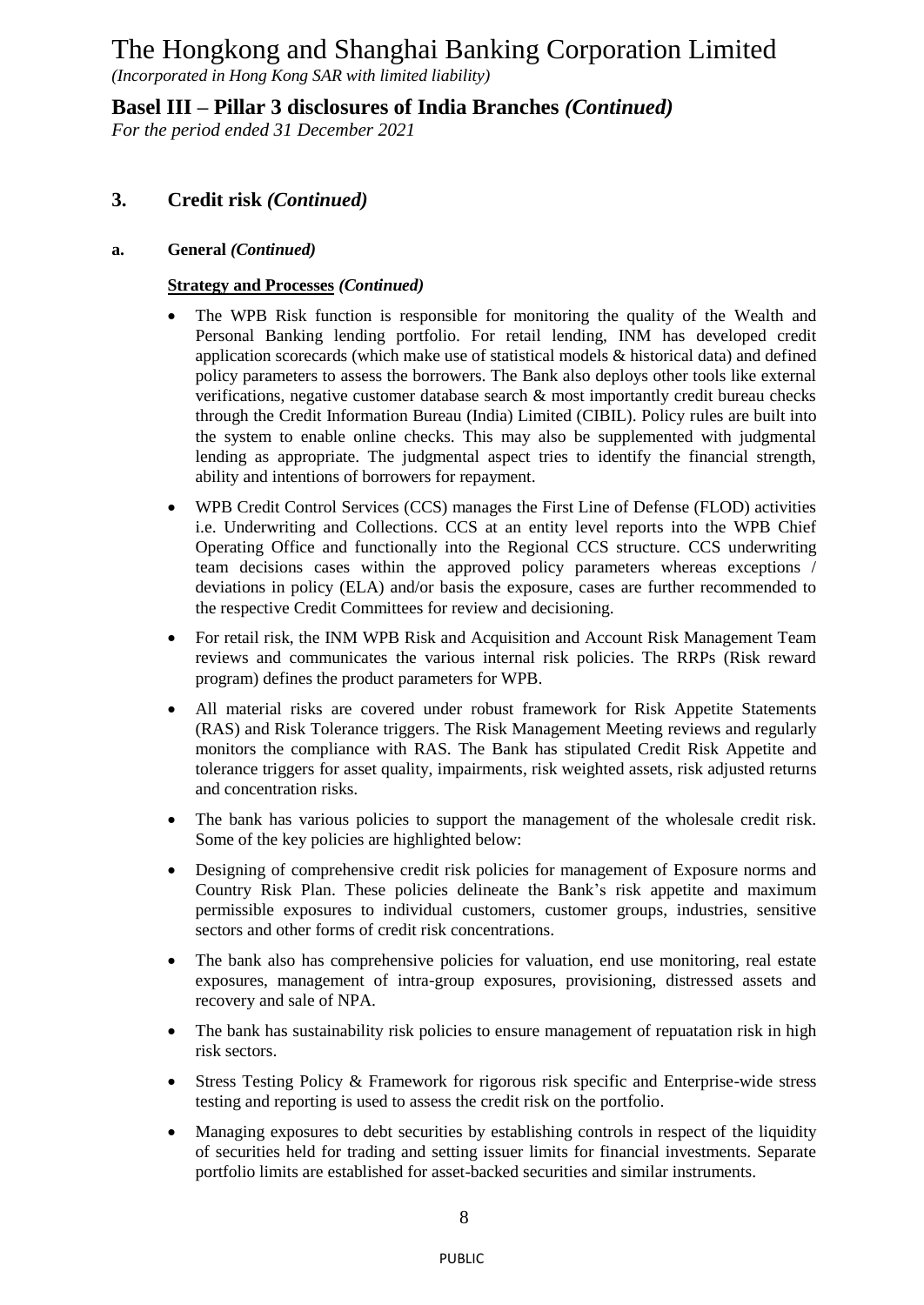## 3. Credit risk *(Continued)*

### a. General *(Continued)*

**Strategy and Processes** ***(Continued)***

- The WPB Risk function is responsible for monitoring the quality of the Wealth and Personal Banking lending portfolio. For retail lending, INM has developed credit application scorecards (which make use of statistical models & historical data) and defined policy parameters to assess the borrowers. The Bank also deploys other tools like external verifications, negative customer database search & most importantly credit bureau checks through the Credit Information Bureau (India) Limited (CIBIL). Policy rules are built into the system to enable online checks. This may also be supplemented with judgmental lending as appropriate. The judgmental aspect tries to identify the financial strength, ability and intentions of borrowers for repayment.
- WPB Credit Control Services (CCS) manages the First Line of Defense (FLOD) activities i.e. Underwriting and Collections. CCS at an entity level reports into the WPB Chief Operating Office and functionally into the Regional CCS structure. CCS underwriting team decisions cases within the approved policy parameters whereas exceptions / deviations in policy (ELA) and/or basis the exposure, cases are further recommended to the respective Credit Committees for review and decisioning.
- For retail risk, the INM WPB Risk and Acquisition and Account Risk Management Team reviews and communicates the various internal risk policies. The RRPs (Risk reward program) defines the product parameters for WPB.
- All material risks are covered under robust framework for Risk Appetite Statements (RAS) and Risk Tolerance triggers. The Risk Management Meeting reviews and regularly monitors the compliance with RAS. The Bank has stipulated Credit Risk Appetite and tolerance triggers for asset quality, impairments, risk weighted assets, risk adjusted returns and concentration risks.
- The bank has various policies to support the management of the wholesale credit risk. Some of the key policies are highlighted below:
- Designing of comprehensive credit risk policies for management of Exposure norms and Country Risk Plan. These policies delineate the Bank's risk appetite and maximum permissible exposures to individual customers, customer groups, industries, sensitive sectors and other forms of credit risk concentrations.
- The bank also has comprehensive policies for valuation, end use monitoring, real estate exposures, management of intra-group exposures, provisioning, distressed assets and recovery and sale of NPA.
- The bank has sustainability risk policies to ensure management of repuatation risk in high risk sectors.
- Stress Testing Policy & Framework for rigorous risk specific and Enterprise-wide stress testing and reporting is used to assess the credit risk on the portfolio.
- Managing exposures to debt securities by establishing controls in respect of the liquidity of securities held for trading and setting issuer limits for financial investments. Separate portfolio limits are established for asset-backed securities and similar instruments.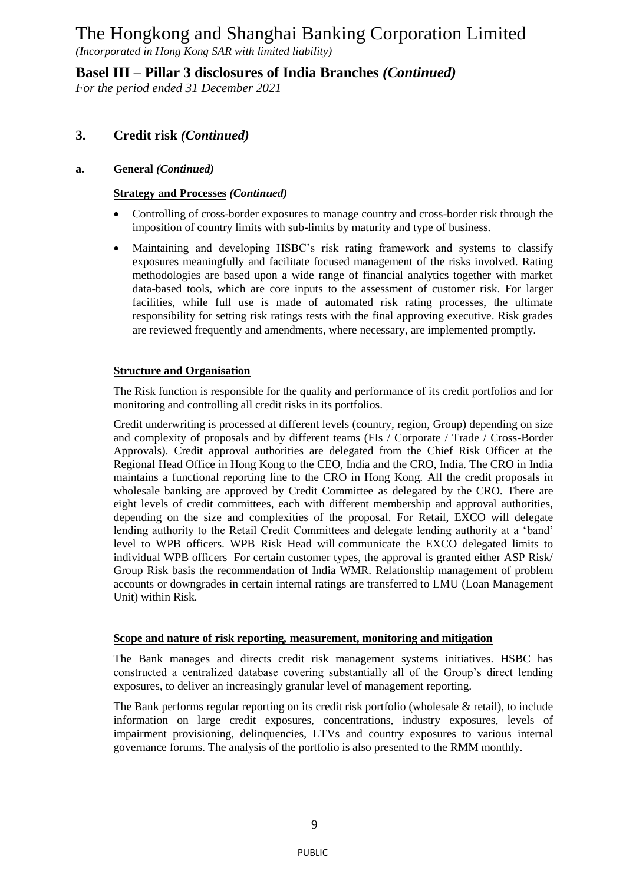## 3. Credit risk *(Continued)*

### a. General *(Continued)*

**Strategy and Processes** *(Continued)*

- Controlling of cross-border exposures to manage country and cross-border risk through the imposition of country limits with sub-limits by maturity and type of business.
- Maintaining and developing HSBC's risk rating framework and systems to classify exposures meaningfully and facilitate focused management of the risks involved. Rating methodologies are based upon a wide range of financial analytics together with market data-based tools, which are core inputs to the assessment of customer risk. For larger facilities, while full use is made of automated risk rating processes, the ultimate responsibility for setting risk ratings rests with the final approving executive. Risk grades are reviewed frequently and amendments, where necessary, are implemented promptly.

**Structure and Organisation**

The Risk function is responsible for the quality and performance of its credit portfolios and for monitoring and controlling all credit risks in its portfolios.

Credit underwriting is processed at different levels (country, region, Group) depending on size and complexity of proposals and by different teams (FIs / Corporate / Trade / Cross-Border Approvals). Credit approval authorities are delegated from the Chief Risk Officer at the Regional Head Office in Hong Kong to the CEO, India and the CRO, India. The CRO in India maintains a functional reporting line to the CRO in Hong Kong. All the credit proposals in wholesale banking are approved by Credit Committee as delegated by the CRO. There are eight levels of credit committees, each with different membership and approval authorities, depending on the size and complexities of the proposal. For Retail, EXCO will delegate lending authority to the Retail Credit Committees and delegate lending authority at a 'band' level to WPB officers. WPB Risk Head will communicate the EXCO delegated limits to individual WPB officers For certain customer types, the approval is granted either ASP Risk/ Group Risk basis the recommendation of India WMR. Relationship management of problem accounts or downgrades in certain internal ratings are transferred to LMU (Loan Management Unit) within Risk.

**Scope and nature of risk reporting, measurement, monitoring and mitigation**

The Bank manages and directs credit risk management systems initiatives. HSBC has constructed a centralized database covering substantially all of the Group's direct lending exposures, to deliver an increasingly granular level of management reporting.

The Bank performs regular reporting on its credit risk portfolio (wholesale & retail), to include information on large credit exposures, concentrations, industry exposures, levels of impairment provisioning, delinquencies, LTVs and country exposures to various internal governance forums. The analysis of the portfolio is also presented to the RMM monthly.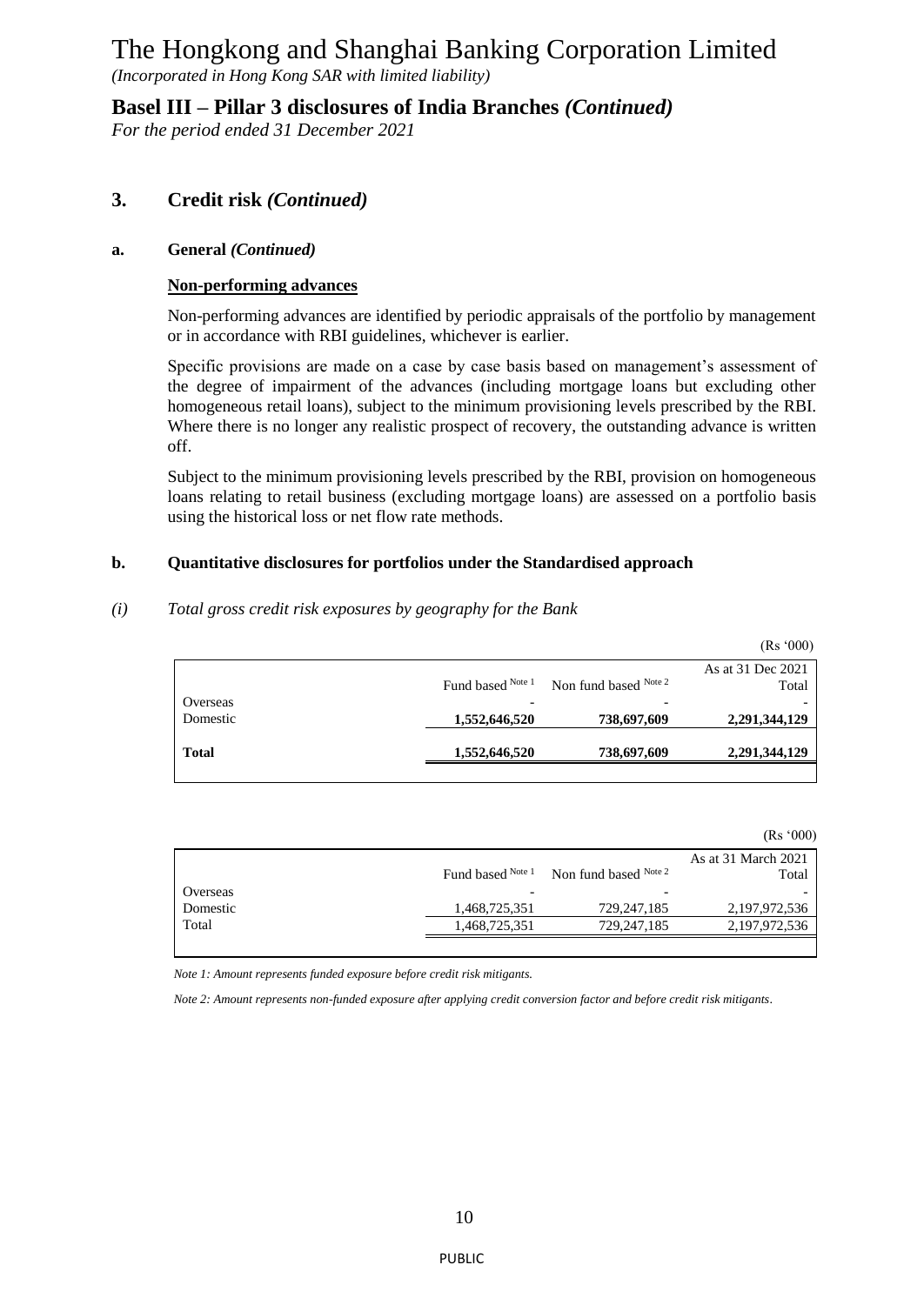# The Hongkong and Shanghai Banking Corporation Limited

*(Incorporated in Hong Kong SAR with limited liability)*

## Basel III – Pillar 3 disclosures of India Branches *(Continued)*

*For the period ended 31 December 2021*

## 3. Credit risk *(Continued)*

### a. General *(Continued)*

**Non-performing advances**

Non-performing advances are identified by periodic appraisals of the portfolio by management or in accordance with RBI guidelines, whichever is earlier.

Specific provisions are made on a case by case basis based on management's assessment of the degree of impairment of the advances (including mortgage loans but excluding other homogeneous retail loans), subject to the minimum provisioning levels prescribed by the RBI. Where there is no longer any realistic prospect of recovery, the outstanding advance is written off.

Subject to the minimum provisioning levels prescribed by the RBI, provision on homogeneous loans relating to retail business (excluding mortgage loans) are assessed on a portfolio basis using the historical loss or net flow rate methods.

### b. Quantitative disclosures for portfolios under the Standardised approach

*(i) Total gross credit risk exposures by geography for the Bank*

(Rs '000)

| | Fund based [Note 1] | Non fund based [Note 2] | As at 31 Dec 2021 Total |
|---|---|---|---|
| Overseas | - | - | - |
| Domestic | **1,552,646,520** | **738,697,609** | **2,291,344,129** |
| **Total** | **1,552,646,520** | **738,697,609** | **2,291,344,129** |

(Rs '000)

| | Fund based [Note 1] | Non fund based [Note 2] | As at 31 March 2021 Total |
|---|---|---|---|
| Overseas | - | - | - |
| Domestic | 1,468,725,351 | 729,247,185 | 2,197,972,536 |
| Total | 1,468,725,351 | 729,247,185 | 2,197,972,536 |

*Note 1: Amount represents funded exposure before credit risk mitigants.*

*Note 2: Amount represents non-funded exposure after applying credit conversion factor and before credit risk mitigants.*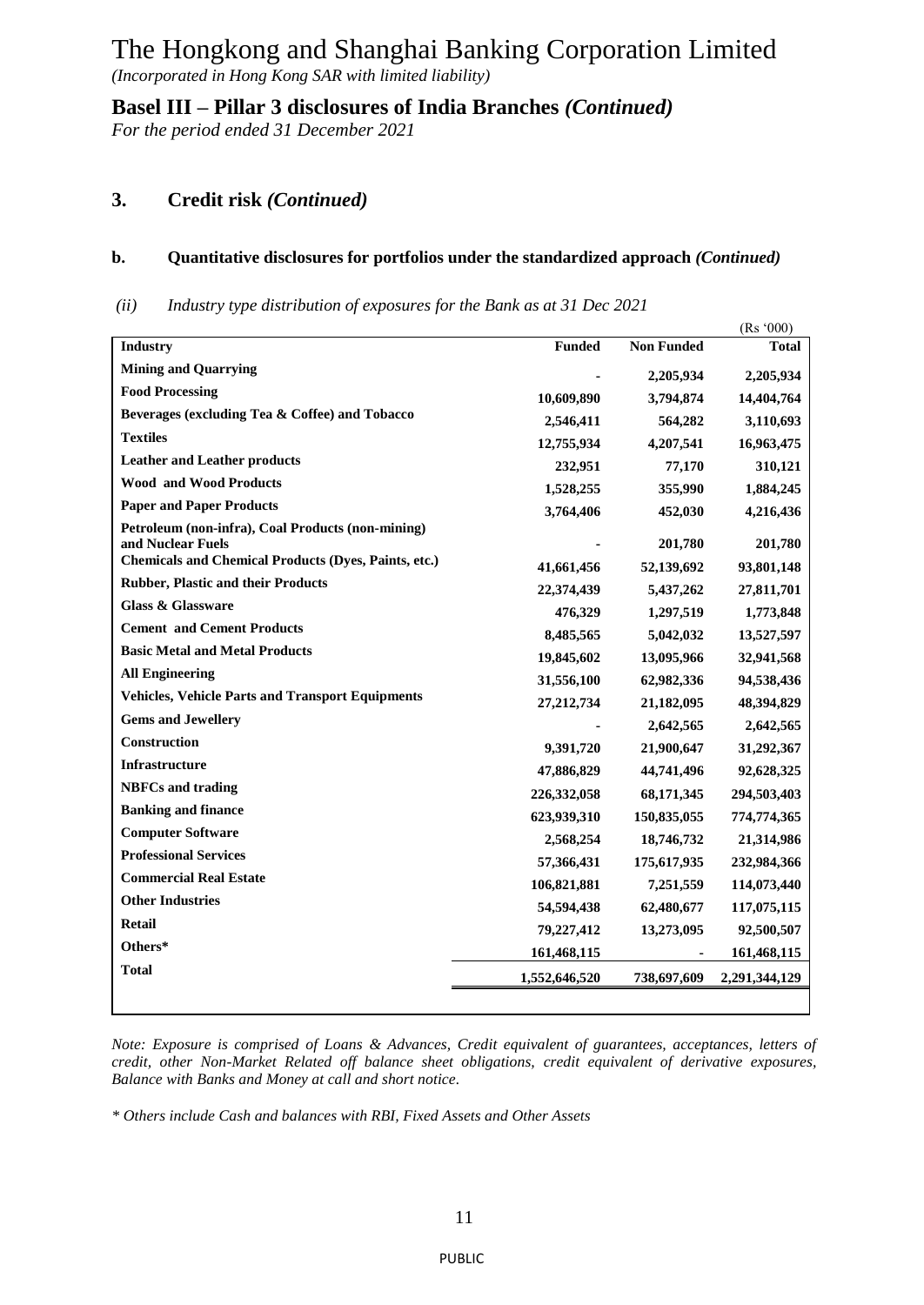# The Hongkong and Shanghai Banking Corporation Limited

*(Incorporated in Hong Kong SAR with limited liability)*

## Basel III – Pillar 3 disclosures of India Branches *(Continued)*

*For the period ended 31 December 2021*

### 3. Credit risk *(Continued)*

#### b. Quantitative disclosures for portfolios under the standardized approach *(Continued)*

*(ii) Industry type distribution of exposures for the Bank as at 31 Dec 2021*

(Rs '000)

| Industry | Funded | Non Funded | Total |
|---|---|---|---|
| **Mining and Quarrying** | - | 2,205,934 | 2,205,934 |
| **Food Processing** | 10,609,890 | 3,794,874 | 14,404,764 |
| **Beverages (excluding Tea & Coffee) and Tobacco** | 2,546,411 | 564,282 | 3,110,693 |
| **Textiles** | 12,755,934 | 4,207,541 | 16,963,475 |
| **Leather and Leather products** | 232,951 | 77,170 | 310,121 |
| **Wood and Wood Products** | 1,528,255 | 355,990 | 1,884,245 |
| **Paper and Paper Products** | 3,764,406 | 452,030 | 4,216,436 |
| **Petroleum (non-infra), Coal Products (non-mining) and Nuclear Fuels** | - | 201,780 | 201,780 |
| **Chemicals and Chemical Products (Dyes, Paints, etc.)** | 41,661,456 | 52,139,692 | 93,801,148 |
| **Rubber, Plastic and their Products** | 22,374,439 | 5,437,262 | 27,811,701 |
| **Glass & Glassware** | 476,329 | 1,297,519 | 1,773,848 |
| **Cement and Cement Products** | 8,485,565 | 5,042,032 | 13,527,597 |
| **Basic Metal and Metal Products** | 19,845,602 | 13,095,966 | 32,941,568 |
| **All Engineering** | 31,556,100 | 62,982,336 | 94,538,436 |
| **Vehicles, Vehicle Parts and Transport Equipments** | 27,212,734 | 21,182,095 | 48,394,829 |
| **Gems and Jewellery** | - | 2,642,565 | 2,642,565 |
| **Construction** | 9,391,720 | 21,900,647 | 31,292,367 |
| **Infrastructure** | 47,886,829 | 44,741,496 | 92,628,325 |
| **NBFCs and trading** | 226,332,058 | 68,171,345 | 294,503,403 |
| **Banking and finance** | 623,939,310 | 150,835,055 | 774,774,365 |
| **Computer Software** | 2,568,254 | 18,746,732 | 21,314,986 |
| **Professional Services** | 57,366,431 | 175,617,935 | 232,984,366 |
| **Commercial Real Estate** | 106,821,881 | 7,251,559 | 114,073,440 |
| **Other Industries** | 54,594,438 | 62,480,677 | 117,075,115 |
| **Retail** | 79,227,412 | 13,273,095 | 92,500,507 |
| **Others*** | 161,468,115 | - | 161,468,115 |
| **Total** | 1,552,646,520 | 738,697,609 | 2,291,344,129 |

*Note: Exposure is comprised of Loans & Advances, Credit equivalent of guarantees, acceptances, letters of credit, other Non-Market Related off balance sheet obligations, credit equivalent of derivative exposures, Balance with Banks and Money at call and short notice.*

*\* Others include Cash and balances with RBI, Fixed Assets and Other Assets*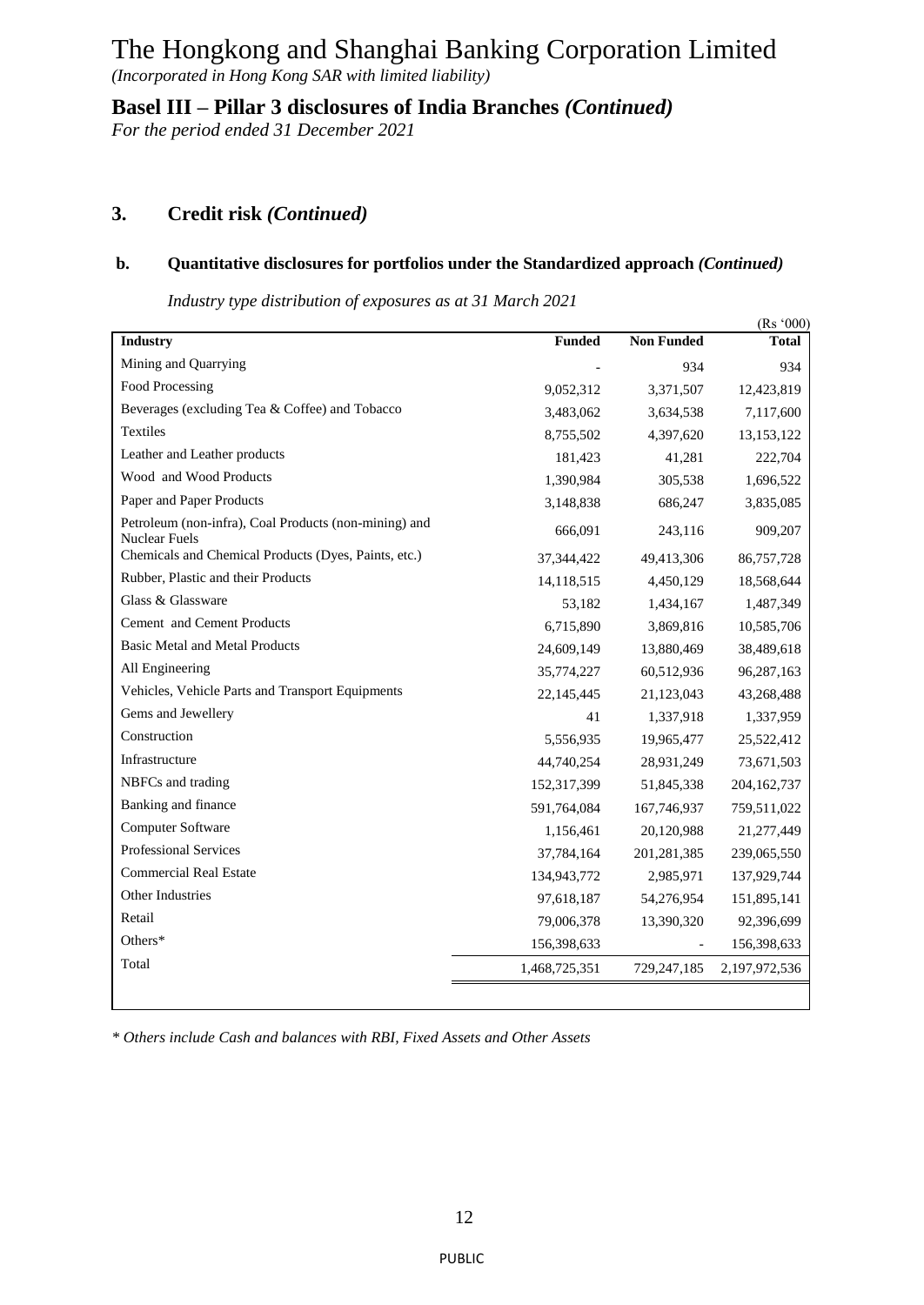# The Hongkong and Shanghai Banking Corporation Limited

*(Incorporated in Hong Kong SAR with limited liability)*

## Basel III – Pillar 3 disclosures of India Branches *(Continued)*

*For the period ended 31 December 2021*

## 3. Credit risk *(Continued)*

### b. Quantitative disclosures for portfolios under the Standardized approach *(Continued)*

*Industry type distribution of exposures as at 31 March 2021*

(Rs '000)

| Industry | Funded | Non Funded | Total |
|---|---|---|---|
| Mining and Quarrying | - | 934 | 934 |
| Food Processing | 9,052,312 | 3,371,507 | 12,423,819 |
| Beverages (excluding Tea & Coffee) and Tobacco | 3,483,062 | 3,634,538 | 7,117,600 |
| Textiles | 8,755,502 | 4,397,620 | 13,153,122 |
| Leather and Leather products | 181,423 | 41,281 | 222,704 |
| Wood and Wood Products | 1,390,984 | 305,538 | 1,696,522 |
| Paper and Paper Products | 3,148,838 | 686,247 | 3,835,085 |
| Petroleum (non-infra), Coal Products (non-mining) and Nuclear Fuels | 666,091 | 243,116 | 909,207 |
| Chemicals and Chemical Products (Dyes, Paints, etc.) | 37,344,422 | 49,413,306 | 86,757,728 |
| Rubber, Plastic and their Products | 14,118,515 | 4,450,129 | 18,568,644 |
| Glass & Glassware | 53,182 | 1,434,167 | 1,487,349 |
| Cement and Cement Products | 6,715,890 | 3,869,816 | 10,585,706 |
| Basic Metal and Metal Products | 24,609,149 | 13,880,469 | 38,489,618 |
| All Engineering | 35,774,227 | 60,512,936 | 96,287,163 |
| Vehicles, Vehicle Parts and Transport Equipments | 22,145,445 | 21,123,043 | 43,268,488 |
| Gems and Jewellery | 41 | 1,337,918 | 1,337,959 |
| Construction | 5,556,935 | 19,965,477 | 25,522,412 |
| Infrastructure | 44,740,254 | 28,931,249 | 73,671,503 |
| NBFCs and trading | 152,317,399 | 51,845,338 | 204,162,737 |
| Banking and finance | 591,764,084 | 167,746,937 | 759,511,022 |
| Computer Software | 1,156,461 | 20,120,988 | 21,277,449 |
| Professional Services | 37,784,164 | 201,281,385 | 239,065,550 |
| Commercial Real Estate | 134,943,772 | 2,985,971 | 137,929,744 |
| Other Industries | 97,618,187 | 54,276,954 | 151,895,141 |
| Retail | 79,006,378 | 13,390,320 | 92,396,699 |
| Others* | 156,398,633 | - | 156,398,633 |
| Total | 1,468,725,351 | 729,247,185 | 2,197,972,536 |

*\* Others include Cash and balances with RBI, Fixed Assets and Other Assets*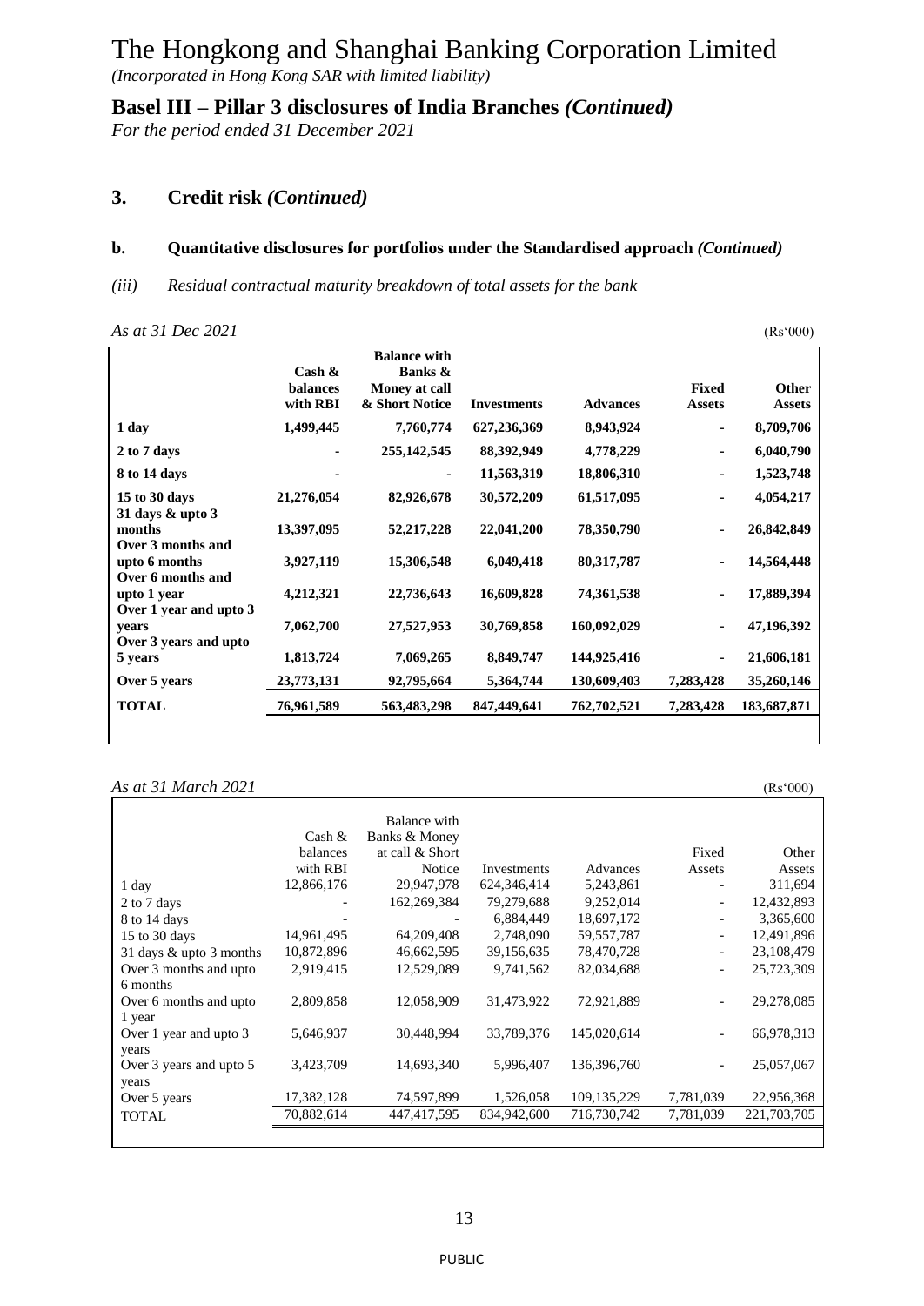# The Hongkong and Shanghai Banking Corporation Limited

*(Incorporated in Hong Kong SAR with limited liability)*

## Basel III – Pillar 3 disclosures of India Branches *(Continued)*

*For the period ended 31 December 2021*

### 3. Credit risk *(Continued)*

#### b. Quantitative disclosures for portfolios under the Standardised approach *(Continued)*

*(iii) Residual contractual maturity breakdown of total assets for the bank*

*As at 31 Dec 2021* (Rs'000)

| | Cash & balances with RBI | Balance with Banks & Money at call & Short Notice | Investments | Advances | Fixed Assets | Other Assets |
|---|---|---|---|---|---|---|
| **1 day** | **1,499,445** | **7,760,774** | **627,236,369** | **8,943,924** | **-** | **8,709,706** |
| **2 to 7 days** | **-** | **255,142,545** | **88,392,949** | **4,778,229** | **-** | **6,040,790** |
| **8 to 14 days** | **-** | **-** | **11,563,319** | **18,806,310** | **-** | **1,523,748** |
| **15 to 30 days** | **21,276,054** | **82,926,678** | **30,572,209** | **61,517,095** | **-** | **4,054,217** |
| **31 days & upto 3 months** | **13,397,095** | **52,217,228** | **22,041,200** | **78,350,790** | **-** | **26,842,849** |
| **Over 3 months and upto 6 months** | **3,927,119** | **15,306,548** | **6,049,418** | **80,317,787** | **-** | **14,564,448** |
| **Over 6 months and upto 1 year** | **4,212,321** | **22,736,643** | **16,609,828** | **74,361,538** | **-** | **17,889,394** |
| **Over 1 year and upto 3 years** | **7,062,700** | **27,527,953** | **30,769,858** | **160,092,029** | **-** | **47,196,392** |
| **Over 3 years and upto 5 years** | **1,813,724** | **7,069,265** | **8,849,747** | **144,925,416** | **-** | **21,606,181** |
| **Over 5 years** | **23,773,131** | **92,795,664** | **5,364,744** | **130,609,403** | **7,283,428** | **35,260,146** |
| **TOTAL** | **76,961,589** | **563,483,298** | **847,449,641** | **762,702,521** | **7,283,428** | **183,687,871** |

*As at 31 March 2021* (Rs'000)

| | Cash & balances with RBI | Balance with Banks & Money at call & Short Notice | Investments | Advances | Fixed Assets | Other Assets |
|---|---|---|---|---|---|---|
| 1 day | 12,866,176 | 29,947,978 | 624,346,414 | 5,243,861 | - | 311,694 |
| 2 to 7 days | - | 162,269,384 | 79,279,688 | 9,252,014 | - | 12,432,893 |
| 8 to 14 days | - | - | 6,884,449 | 18,697,172 | - | 3,365,600 |
| 15 to 30 days | 14,961,495 | 64,209,408 | 2,748,090 | 59,557,787 | - | 12,491,896 |
| 31 days & upto 3 months | 10,872,896 | 46,662,595 | 39,156,635 | 78,470,728 | - | 23,108,479 |
| Over 3 months and upto 6 months | 2,919,415 | 12,529,089 | 9,741,562 | 82,034,688 | - | 25,723,309 |
| Over 6 months and upto 1 year | 2,809,858 | 12,058,909 | 31,473,922 | 72,921,889 | - | 29,278,085 |
| Over 1 year and upto 3 years | 5,646,937 | 30,448,994 | 33,789,376 | 145,020,614 | - | 66,978,313 |
| Over 3 years and upto 5 years | 3,423,709 | 14,693,340 | 5,996,407 | 136,396,760 | - | 25,057,067 |
| Over 5 years | 17,382,128 | 74,597,899 | 1,526,058 | 109,135,229 | 7,781,039 | 22,956,368 |
| TOTAL | 70,882,614 | 447,417,595 | 834,942,600 | 716,730,742 | 7,781,039 | 221,703,705 |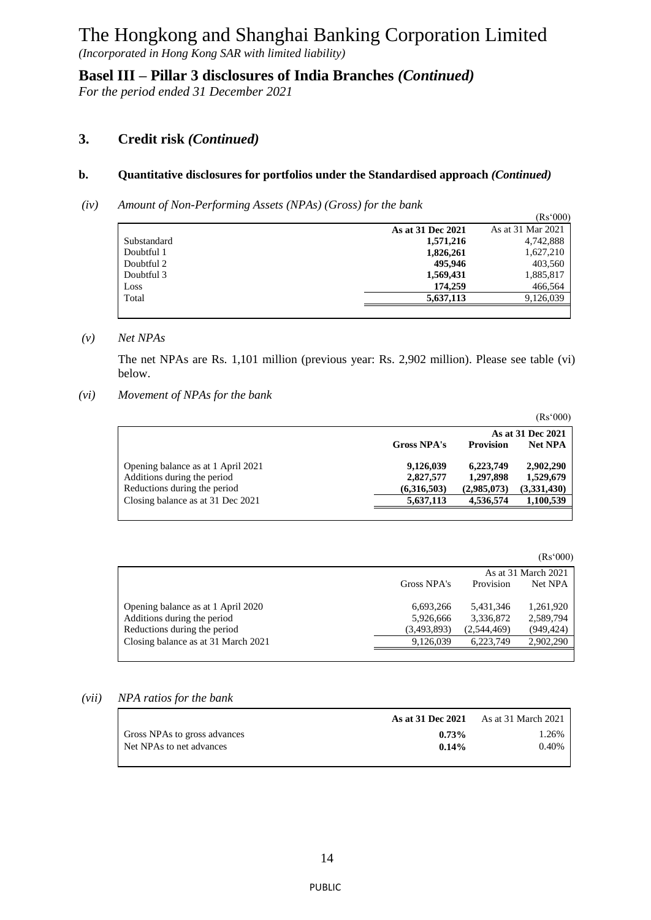# The Hongkong and Shanghai Banking Corporation Limited

*(Incorporated in Hong Kong SAR with limited liability)*

## Basel III – Pillar 3 disclosures of India Branches *(Continued)*

*For the period ended 31 December 2021*

### 3. Credit risk *(Continued)*

#### b. Quantitative disclosures for portfolios under the Standardised approach *(Continued)*

*(iv) Amount of Non-Performing Assets (NPAs) (Gross) for the bank*

(Rs'000)

| | **As at 31 Dec 2021** | As at 31 Mar 2021 |
|---|---|---|
| Substandard | **1,571,216** | 4,742,888 |
| Doubtful 1 | **1,826,261** | 1,627,210 |
| Doubtful 2 | **495,946** | 403,560 |
| Doubtful 3 | **1,569,431** | 1,885,817 |
| Loss | **174,259** | 466,564 |
| Total | **5,637,113** | 9,126,039 |

*(v) Net NPAs*

The net NPAs are Rs. 1,101 million (previous year: Rs. 2,902 million). Please see table (vi) below.

*(vi) Movement of NPAs for the bank*

(Rs'000)

| | | | **As at 31 Dec 2021** |
|---|---|---|---|
| | **Gross NPA's** | **Provision** | **Net NPA** |
| Opening balance as at 1 April 2021 | **9,126,039** | **6,223,749** | **2,902,290** |
| Additions during the period | **2,827,577** | **1,297,898** | **1,529,679** |
| Reductions during the period | **(6,316,503)** | **(2,985,073)** | **(3,331,430)** |
| Closing balance as at 31 Dec 2021 | **5,637,113** | **4,536,574** | **1,100,539** |

(Rs'000)

| | | | As at 31 March 2021 |
|---|---|---|---|
| | Gross NPA's | Provision | Net NPA |
| Opening balance as at 1 April 2020 | 6,693,266 | 5,431,346 | 1,261,920 |
| Additions during the period | 5,926,666 | 3,336,872 | 2,589,794 |
| Reductions during the period | (3,493,893) | (2,544,469) | (949,424) |
| Closing balance as at 31 March 2021 | 9,126,039 | 6,223,749 | 2,902,290 |

*(vii) NPA ratios for the bank*

| | **As at 31 Dec 2021** | As at 31 March 2021 |
|---|---|---|
| Gross NPAs to gross advances | **0.73%** | 1.26% |
| Net NPAs to net advances | **0.14%** | 0.40% |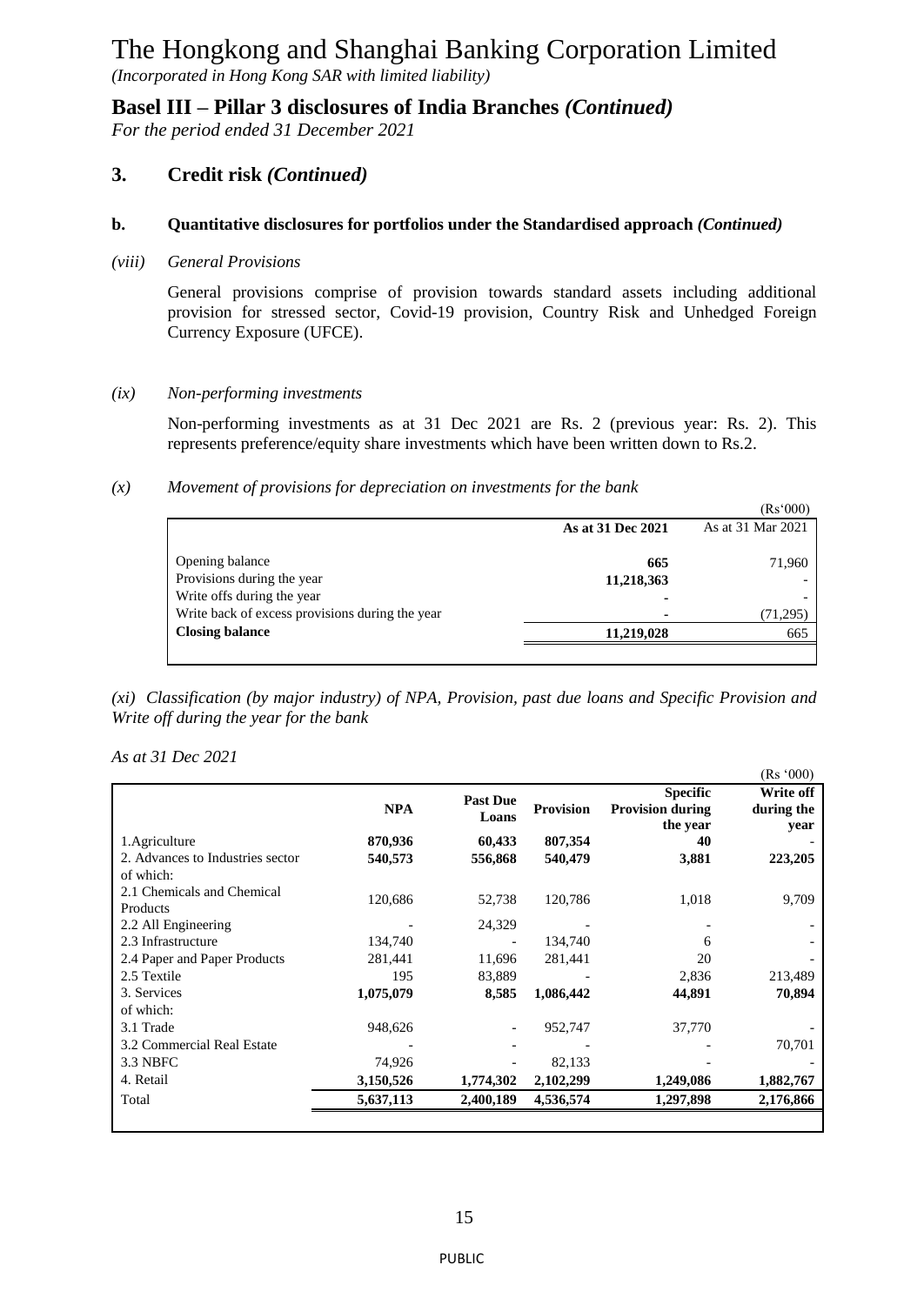# The Hongkong and Shanghai Banking Corporation Limited

*(Incorporated in Hong Kong SAR with limited liability)*

## Basel III – Pillar 3 disclosures of India Branches *(Continued)*

*For the period ended 31 December 2021*

## 3. Credit risk *(Continued)*

### b. Quantitative disclosures for portfolios under the Standardised approach *(Continued)*

*(viii) General Provisions*

General provisions comprise of provision towards standard assets including additional provision for stressed sector, Covid-19 provision, Country Risk and Unhedged Foreign Currency Exposure (UFCE).

*(ix) Non-performing investments*

Non-performing investments as at 31 Dec 2021 are Rs. 2 (previous year: Rs. 2). This represents preference/equity share investments which have been written down to Rs.2.

*(x) Movement of provisions for depreciation on investments for the bank*

(Rs'000)

| | As at 31 Dec 2021 | As at 31 Mar 2021 |
|---|---|---|
| Opening balance | 665 | 71,960 |
| Provisions during the year | 11,218,363 | - |
| Write offs during the year | - | - |
| Write back of excess provisions during the year | - | (71,295) |
| **Closing balance** | **11,219,028** | 665 |

*(xi) Classification (by major industry) of NPA, Provision, past due loans and Specific Provision and Write off during the year for the bank*

*As at 31 Dec 2021*

(Rs '000)

| | NPA | Past Due Loans | Provision | Specific Provision during the year | Write off during the year |
|---|---|---|---|---|---|
| 1.Agriculture | **870,936** | **60,433** | **807,354** | **40** | - |
| 2. Advances to Industries sector of which: | **540,573** | **556,868** | **540,479** | **3,881** | **223,205** |
| 2.1 Chemicals and Chemical Products | 120,686 | 52,738 | 120,786 | 1,018 | 9,709 |
| 2.2 All Engineering | - | 24,329 | - | - | - |
| 2.3 Infrastructure | 134,740 | - | 134,740 | 6 | - |
| 2.4 Paper and Paper Products | 281,441 | 11,696 | 281,441 | 20 | - |
| 2.5 Textile | 195 | 83,889 | - | 2,836 | 213,489 |
| 3. Services of which: | **1,075,079** | **8,585** | **1,086,442** | **44,891** | **70,894** |
| 3.1 Trade | 948,626 | - | 952,747 | 37,770 | - |
| 3.2 Commercial Real Estate | - | - | - | - | 70,701 |
| 3.3 NBFC | 74,926 | - | 82,133 | - | - |
| 4. Retail | **3,150,526** | **1,774,302** | **2,102,299** | **1,249,086** | **1,882,767** |
| Total | **5,637,113** | **2,400,189** | **4,536,574** | **1,297,898** | **2,176,866** |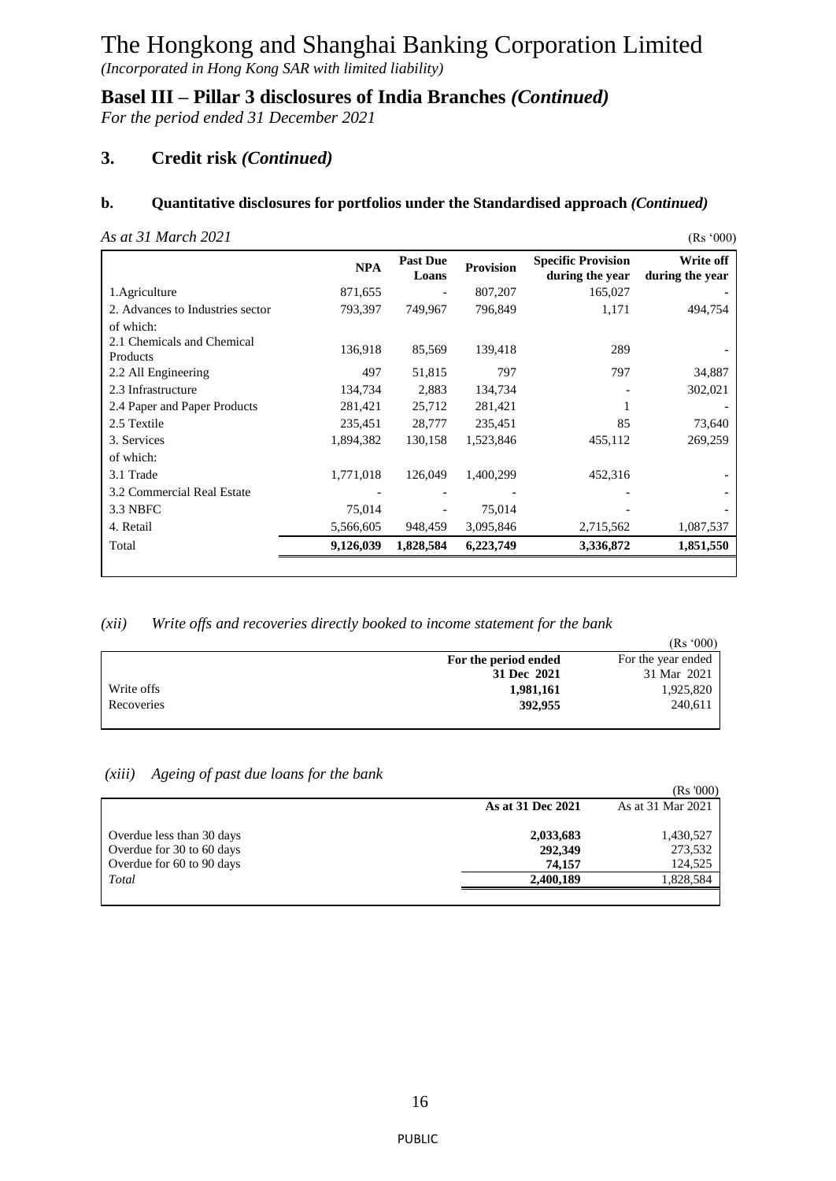# The Hongkong and Shanghai Banking Corporation Limited

*(Incorporated in Hong Kong SAR with limited liability)*

## Basel III – Pillar 3 disclosures of India Branches *(Continued)*

*For the period ended 31 December 2021*

## 3. Credit risk *(Continued)*

### b. Quantitative disclosures for portfolios under the Standardised approach *(Continued)*

*As at 31 March 2021* (Rs '000)

| | NPA | Past Due Loans | Provision | Specific Provision during the year | Write off during the year |
|---|---|---|---|---|---|
| 1.Agriculture | 871,655 | - | 807,207 | 165,027 | - |
| 2. Advances to Industries sector | 793,397 | 749,967 | 796,849 | 1,171 | 494,754 |
| of which: | | | | | |
| 2.1 Chemicals and Chemical Products | 136,918 | 85,569 | 139,418 | 289 | - |
| 2.2 All Engineering | 497 | 51,815 | 797 | 797 | 34,887 |
| 2.3 Infrastructure | 134,734 | 2,883 | 134,734 | - | 302,021 |
| 2.4 Paper and Paper Products | 281,421 | 25,712 | 281,421 | 1 | - |
| 2.5 Textile | 235,451 | 28,777 | 235,451 | 85 | 73,640 |
| 3. Services | 1,894,382 | 130,158 | 1,523,846 | 455,112 | 269,259 |
| of which: | | | | | |
| 3.1 Trade | 1,771,018 | 126,049 | 1,400,299 | 452,316 | - |
| 3.2 Commercial Real Estate | - | - | - | - | - |
| 3.3 NBFC | 75,014 | - | 75,014 | - | - |
| 4. Retail | 5,566,605 | 948,459 | 3,095,846 | 2,715,562 | 1,087,537 |
| Total | **9,126,039** | **1,828,584** | **6,223,749** | **3,336,872** | **1,851,550** |

*(xii) Write offs and recoveries directly booked to income statement for the bank*

(Rs '000)

| | **For the period ended 31 Dec 2021** | For the year ended 31 Mar 2021 |
|---|---|---|
| Write offs | **1,981,161** | 1,925,820 |
| Recoveries | **392,955** | 240,611 |

*(xiii) Ageing of past due loans for the bank*

(Rs '000)

| | **As at 31 Dec 2021** | As at 31 Mar 2021 |
|---|---|---|
| Overdue less than 30 days | **2,033,683** | 1,430,527 |
| Overdue for 30 to 60 days | **292,349** | 273,532 |
| Overdue for 60 to 90 days | **74,157** | 124,525 |
| *Total* | **2,400,189** | 1,828,584 |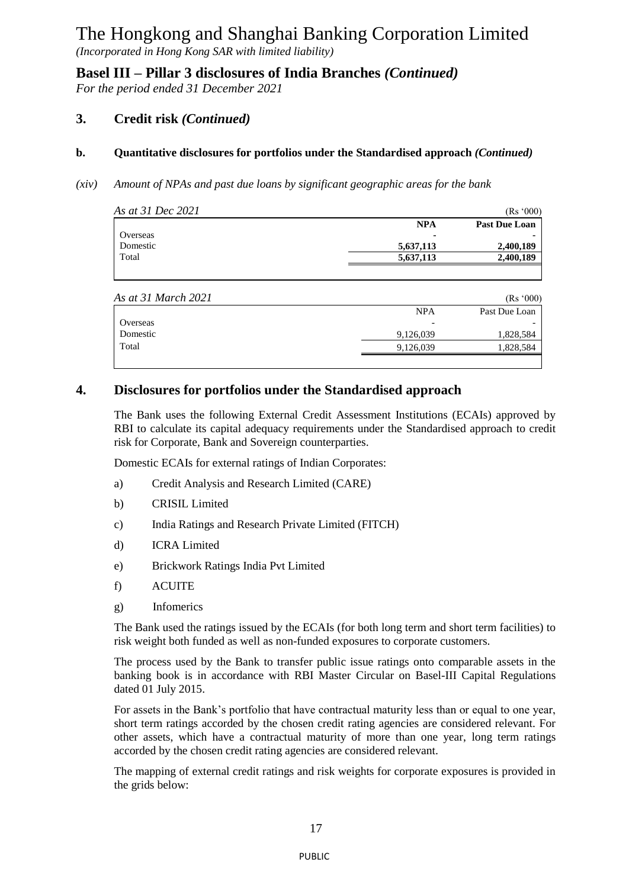# The Hongkong and Shanghai Banking Corporation Limited

*(Incorporated in Hong Kong SAR with limited liability)*

## Basel III – Pillar 3 disclosures of India Branches *(Continued)*

*For the period ended 31 December 2021*

### 3. Credit risk *(Continued)*

#### b. Quantitative disclosures for portfolios under the Standardised approach *(Continued)*

*(xiv) Amount of NPAs and past due loans by significant geographic areas for the bank*

*As at 31 Dec 2021* (Rs '000)

| | NPA | Past Due Loan |
|---|---|---|
| Overseas | - | - |
| Domestic | 5,637,113 | 2,400,189 |
| Total | 5,637,113 | 2,400,189 |

*As at 31 March 2021* (Rs '000)

| | NPA | Past Due Loan |
|---|---|---|
| Overseas | - | - |
| Domestic | 9,126,039 | 1,828,584 |
| Total | 9,126,039 | 1,828,584 |

### 4. Disclosures for portfolios under the Standardised approach

The Bank uses the following External Credit Assessment Institutions (ECAIs) approved by RBI to calculate its capital adequacy requirements under the Standardised approach to credit risk for Corporate, Bank and Sovereign counterparties.

Domestic ECAIs for external ratings of Indian Corporates:

a) Credit Analysis and Research Limited (CARE)

b) CRISIL Limited

c) India Ratings and Research Private Limited (FITCH)

d) ICRA Limited

e) Brickwork Ratings India Pvt Limited

f) ACUITE

g) Infomerics

The Bank used the ratings issued by the ECAIs (for both long term and short term facilities) to risk weight both funded as well as non-funded exposures to corporate customers.

The process used by the Bank to transfer public issue ratings onto comparable assets in the banking book is in accordance with RBI Master Circular on Basel-III Capital Regulations dated 01 July 2015.

For assets in the Bank's portfolio that have contractual maturity less than or equal to one year, short term ratings accorded by the chosen credit rating agencies are considered relevant. For other assets, which have a contractual maturity of more than one year, long term ratings accorded by the chosen credit rating agencies are considered relevant.

The mapping of external credit ratings and risk weights for corporate exposures is provided in the grids below: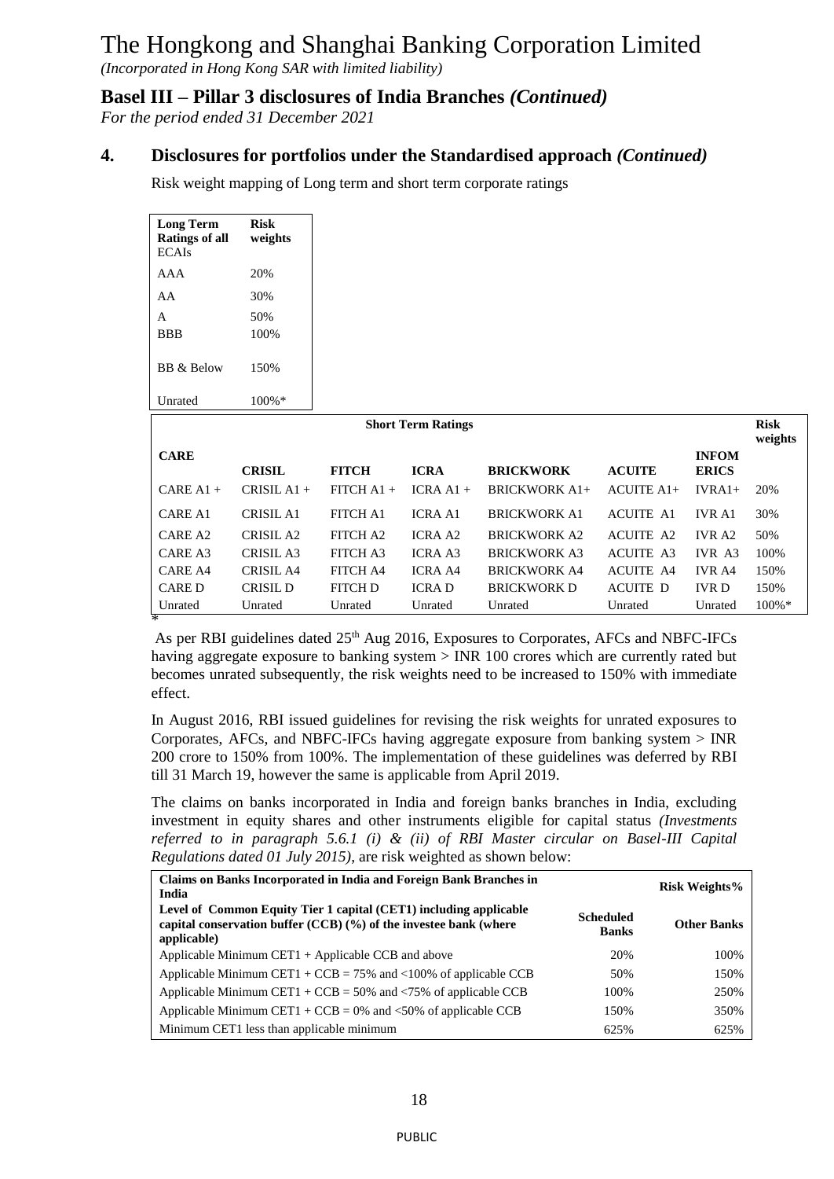# The Hongkong and Shanghai Banking Corporation Limited

*(Incorporated in Hong Kong SAR with limited liability)*

## Basel III – Pillar 3 disclosures of India Branches *(Continued)*

*For the period ended 31 December 2021*

### 4. Disclosures for portfolios under the Standardised approach *(Continued)*

Risk weight mapping of Long term and short term corporate ratings

| **Long Term Ratings of all** ECAIs | **Risk weights** |
|---|---|
| AAA | 20% |
| AA | 30% |
| A | 50% |
| BBB | 100% |
| BB & Below | 150% |
| Unrated | 100%* |

| **Short Term Ratings** | | | | | | | **Risk weights** |
|---|---|---|---|---|---|---|---|
| **CARE** | **CRISIL** | **FITCH** | **ICRA** | **BRICKWORK** | **ACUITE** | **INFOMERICS** | |
| CARE A1 + | CRISIL A1 + | FITCH A1 + | ICRA A1 + | BRICKWORK A1+ | ACUITE A1+ | IVRA1+ | 20% |
| CARE A1 | CRISIL A1 | FITCH A1 | ICRA A1 | BRICKWORK A1 | ACUITE A1 | IVR A1 | 30% |
| CARE A2 | CRISIL A2 | FITCH A2 | ICRA A2 | BRICKWORK A2 | ACUITE A2 | IVR A2 | 50% |
| CARE A3 | CRISIL A3 | FITCH A3 | ICRA A3 | BRICKWORK A3 | ACUITE A3 | IVR A3 | 100% |
| CARE A4 | CRISIL A4 | FITCH A4 | ICRA A4 | BRICKWORK A4 | ACUITE A4 | IVR A4 | 150% |
| CARE D | CRISIL D | FITCH D | ICRA D | BRICKWORK D | ACUITE D | IVR D | 150% |
| Unrated | Unrated | Unrated | Unrated | Unrated | Unrated | Unrated | 100%* |

\* As per RBI guidelines dated 25th Aug 2016, Exposures to Corporates, AFCs and NBFC-IFCs having aggregate exposure to banking system > INR 100 crores which are currently rated but becomes unrated subsequently, the risk weights need to be increased to 150% with immediate effect.

In August 2016, RBI issued guidelines for revising the risk weights for unrated exposures to Corporates, AFCs, and NBFC-IFCs having aggregate exposure from banking system > INR 200 crore to 150% from 100%. The implementation of these guidelines was deferred by RBI till 31 March 19, however the same is applicable from April 2019.

The claims on banks incorporated in India and foreign banks branches in India, excluding investment in equity shares and other instruments eligible for capital status *(Investments referred to in paragraph 5.6.1 (i) & (ii) of RBI Master circular on Basel-III Capital Regulations dated 01 July 2015)*, are risk weighted as shown below:

| **Claims on Banks Incorporated in India and Foreign Bank Branches in India** | **Risk Weights%** | |
|---|---|---|
| **Level of Common Equity Tier 1 capital (CET1) including applicable capital conservation buffer (CCB) (%) of the investee bank (where applicable)** | **Scheduled Banks** | **Other Banks** |
| Applicable Minimum CET1 + Applicable CCB and above | 20% | 100% |
| Applicable Minimum CET1 + CCB = 75% and <100% of applicable CCB | 50% | 150% |
| Applicable Minimum CET1 + CCB = 50% and <75% of applicable CCB | 100% | 250% |
| Applicable Minimum CET1 + CCB = 0% and <50% of applicable CCB | 150% | 350% |
| Minimum CET1 less than applicable minimum | 625% | 625% |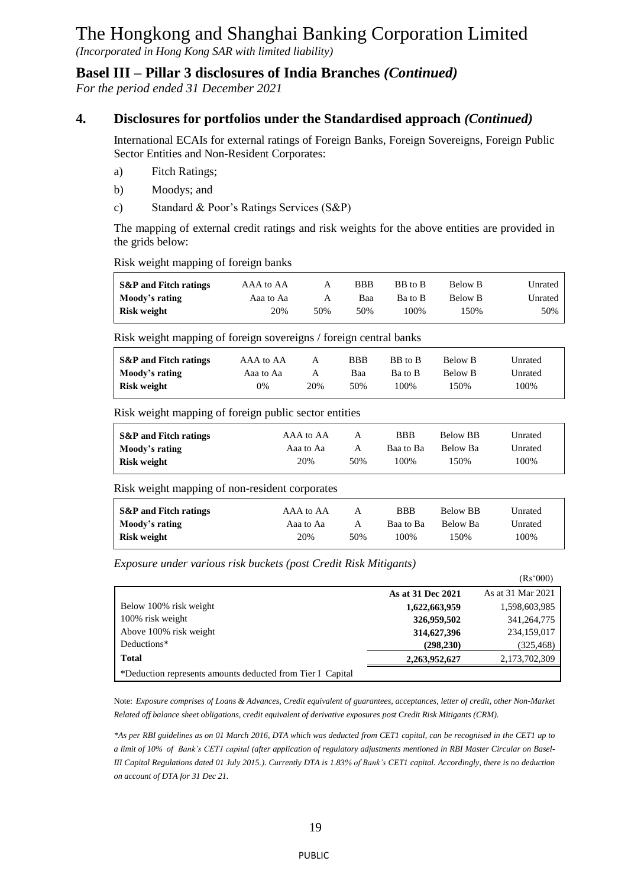# The Hongkong and Shanghai Banking Corporation Limited

*(Incorporated in Hong Kong SAR with limited liability)*

## Basel III – Pillar 3 disclosures of India Branches *(Continued)*

*For the period ended 31 December 2021*

## 4. Disclosures for portfolios under the Standardised approach *(Continued)*

International ECAIs for external ratings of Foreign Banks, Foreign Sovereigns, Foreign Public Sector Entities and Non-Resident Corporates:

a) Fitch Ratings;

b) Moodys; and

c) Standard & Poor's Ratings Services (S&P)

The mapping of external credit ratings and risk weights for the above entities are provided in the grids below:

Risk weight mapping of foreign banks

| **S&P and Fitch ratings** | AAA to AA | A | BBB | BB to B | Below B | Unrated |
|---|---|---|---|---|---|---|
| **Moody's rating** | Aaa to Aa | A | Baa | Ba to B | Below B | Unrated |
| **Risk weight** | 20% | 50% | 50% | 100% | 150% | 50% |

Risk weight mapping of foreign sovereigns / foreign central banks

| **S&P and Fitch ratings** | AAA to AA | A | BBB | BB to B | Below B | Unrated |
|---|---|---|---|---|---|---|
| **Moody's rating** | Aaa to Aa | A | Baa | Ba to B | Below B | Unrated |
| **Risk weight** | 0% | 20% | 50% | 100% | 150% | 100% |

Risk weight mapping of foreign public sector entities

| **S&P and Fitch ratings** | AAA to AA | A | BBB | Below BB | Unrated |
|---|---|---|---|---|---|
| **Moody's rating** | Aaa to Aa | A | Baa to Ba | Below Ba | Unrated |
| **Risk weight** | 20% | 50% | 100% | 150% | 100% |

Risk weight mapping of non-resident corporates

| **S&P and Fitch ratings** | AAA to AA | A | BBB | Below BB | Unrated |
|---|---|---|---|---|---|
| **Moody's rating** | Aaa to Aa | A | Baa to Ba | Below Ba | Unrated |
| **Risk weight** | 20% | 50% | 100% | 150% | 100% |

*Exposure under various risk buckets (post Credit Risk Mitigants)*

(Rs'000)

| | **As at 31 Dec 2021** | As at 31 Mar 2021 |
|---|---|---|
| Below 100% risk weight | **1,622,663,959** | 1,598,603,985 |
| 100% risk weight | **326,959,502** | 341,264,775 |
| Above 100% risk weight | **314,627,396** | 234,159,017 |
| Deductions* | **(298,230)** | (325,468) |
| **Total** | **2,263,952,627** | 2,173,702,309 |
| *Deduction represents amounts deducted from Tier I Capital | | |

Note: *Exposure comprises of Loans & Advances, Credit equivalent of guarantees, acceptances, letter of credit, other Non-Market Related off balance sheet obligations, credit equivalent of derivative exposures post Credit Risk Mitigants (CRM).*

*\*As per RBI guidelines as on 01 March 2016, DTA which was deducted from CET1 capital, can be recognised in the CET1 up to a limit of 10% of Bank's CET1 capital (after application of regulatory adjustments mentioned in RBI Master Circular on Basel-III Capital Regulations dated 01 July 2015.). Currently DTA is 1.83% of Bank's CET1 capital. Accordingly, there is no deduction on account of DTA for 31 Dec 21.*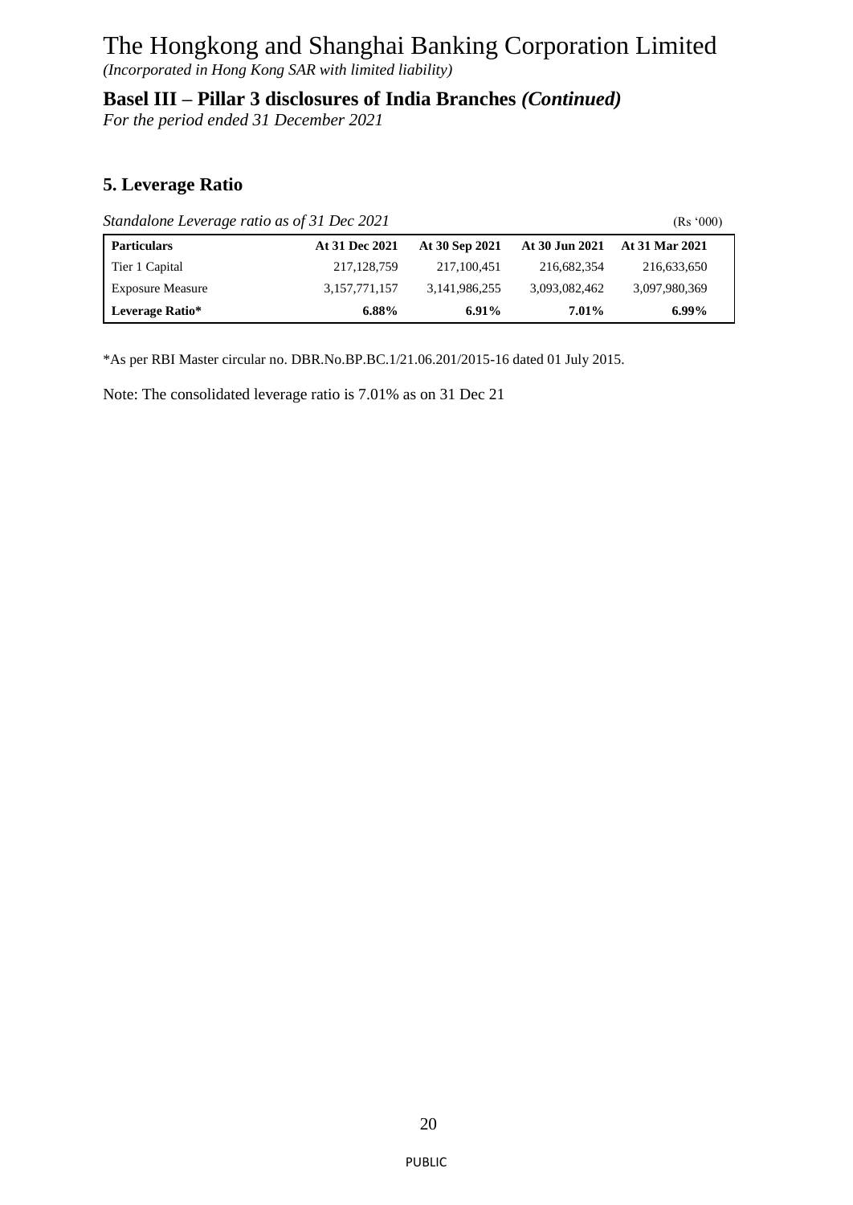# The Hongkong and Shanghai Banking Corporation Limited

*(Incorporated in Hong Kong SAR with limited liability)*

## Basel III – Pillar 3 disclosures of India Branches *(Continued)*

*For the period ended 31 December 2021*

### 5. Leverage Ratio

*Standalone Leverage ratio as of 31 Dec 2021* (Rs '000)

| Particulars | At 31 Dec 2021 | At 30 Sep 2021 | At 30 Jun 2021 | At 31 Mar 2021 |
|---|---|---|---|---|
| Tier 1 Capital | 217,128,759 | 217,100,451 | 216,682,354 | 216,633,650 |
| Exposure Measure | 3,157,771,157 | 3,141,986,255 | 3,093,082,462 | 3,097,980,369 |
| **Leverage Ratio*** | **6.88%** | **6.91%** | **7.01%** | **6.99%** |

*As per RBI Master circular no. DBR.No.BP.BC.1/21.06.201/2015-16 dated 01 July 2015.

Note: The consolidated leverage ratio is 7.01% as on 31 Dec 21